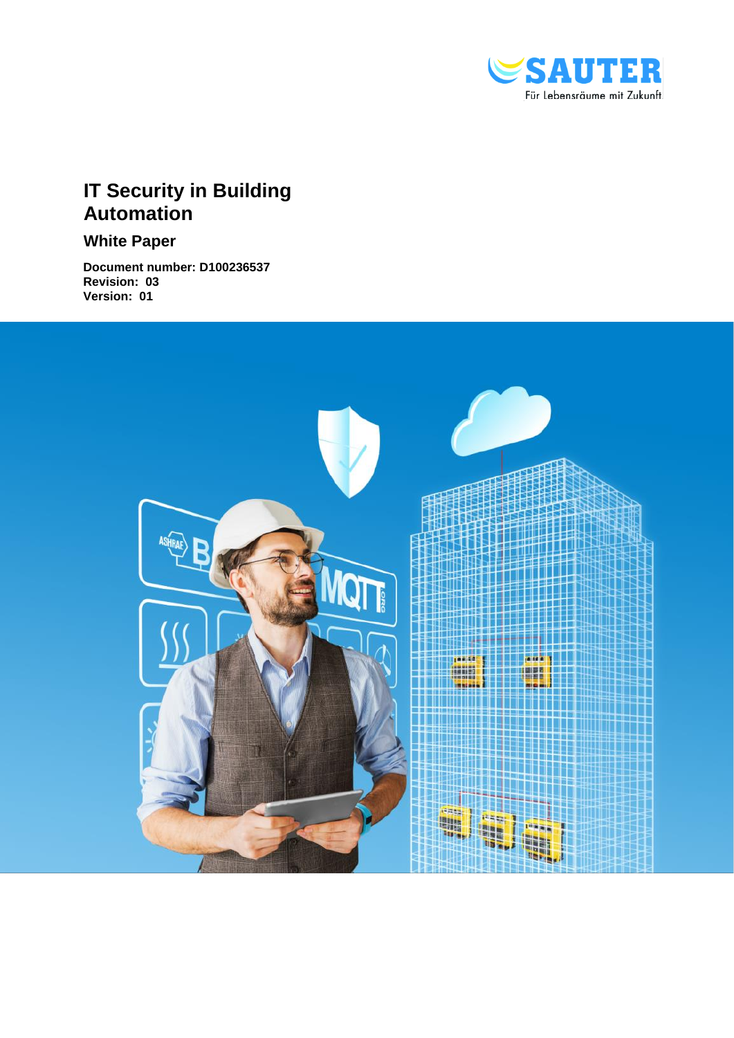SAUTER

Für Lebensräume mit Zukunft

# IT Security in Building Automation

## White Paper

**Document number: D100236537**
**Revision: 03**
**Version: 01**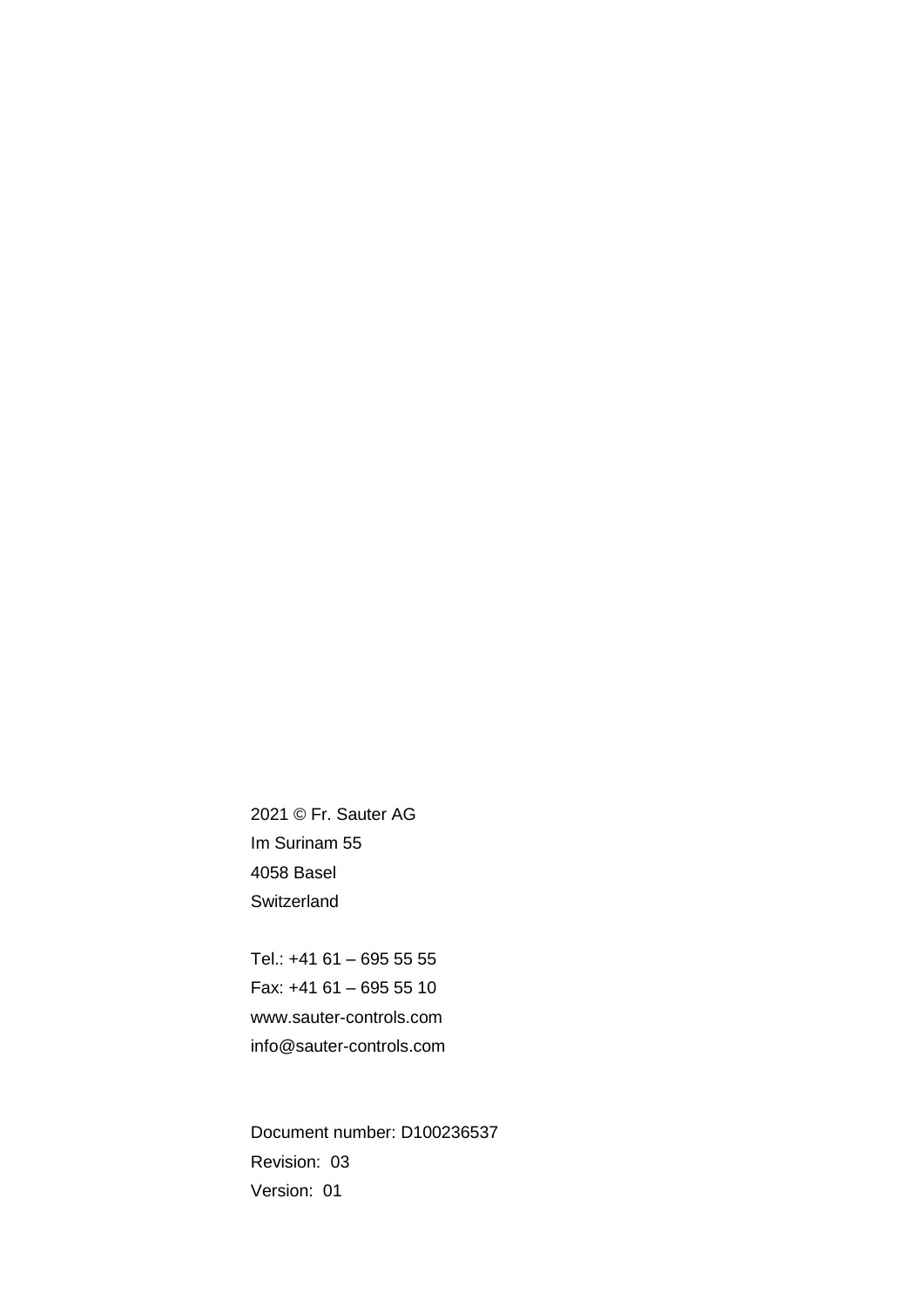2021 © Fr. Sauter AG
Im Surinam 55
4058 Basel
Switzerland

Tel.: +41 61 – 695 55 55
Fax: +41 61 – 695 55 10
www.sauter-controls.com
info@sauter-controls.com

Document number: D100236537
Revision: 03
Version: 01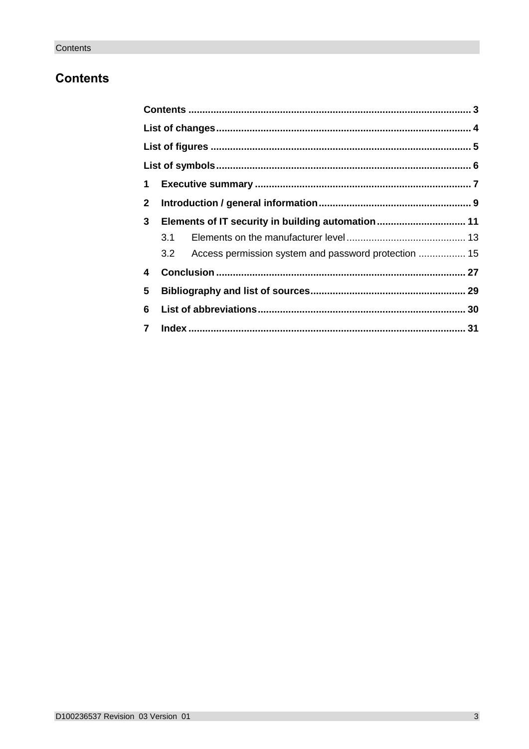# Contents

**Contents** ..................................................................................................... 3

**List of changes**........................................................................................... 4

**List of figures** ............................................................................................. 5

**List of symbols**........................................................................................... 6

**1 Executive summary** ............................................................................. 7

**2 Introduction / general information**...................................................... 9

**3 Elements of IT security in building automation**................................ 11

3.1 Elements on the manufacturer level........................................... 13

3.2 Access permission system and password protection ................. 15

**4 Conclusion** ......................................................................................... 27

**5 Bibliography and list of sources**........................................................ 29

**6 List of abbreviations**.......................................................................... 30

**7 Index** ................................................................................................... 31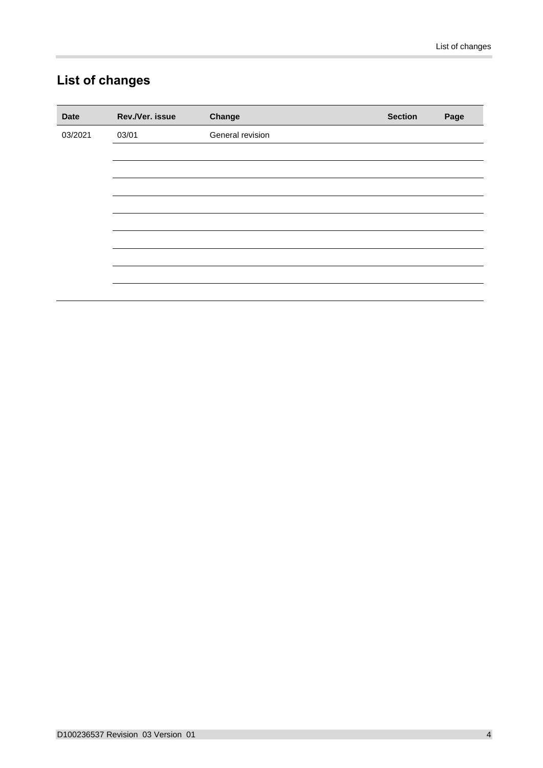# List of changes

| Date | Rev./Ver. issue | Change | Section | Page |
|---|---|---|---|---|
| 03/2021 | 03/01 | General revision | | |
| | | | | |
| | | | | |
| | | | | |
| | | | | |
| | | | | |
| | | | | |
| | | | | |
| | | | | |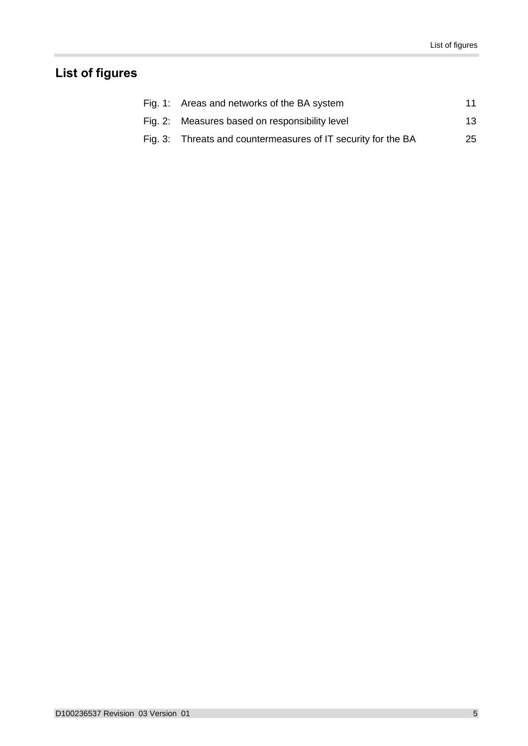# List of figures

| | | |
|---|---|---|
| Fig. 1: | Areas and networks of the BA system | 11 |
| Fig. 2: | Measures based on responsibility level | 13 |
| Fig. 3: | Threats and countermeasures of IT security for the BA | 25 |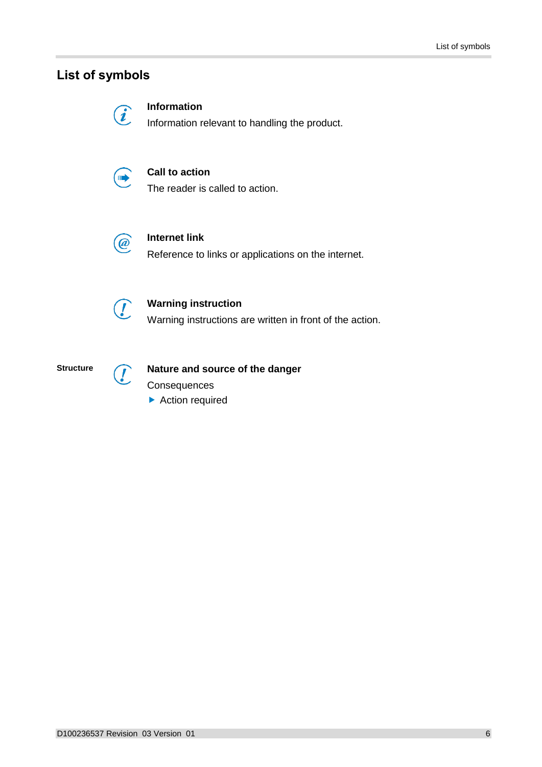# List of symbols

**Information**

Information relevant to handling the product.

**Call to action**

The reader is called to action.

**Internet link**

Reference to links or applications on the internet.

**Warning instruction**

Warning instructions are written in front of the action.

**Structure**

**Nature and source of the danger**

Consequences

- Action required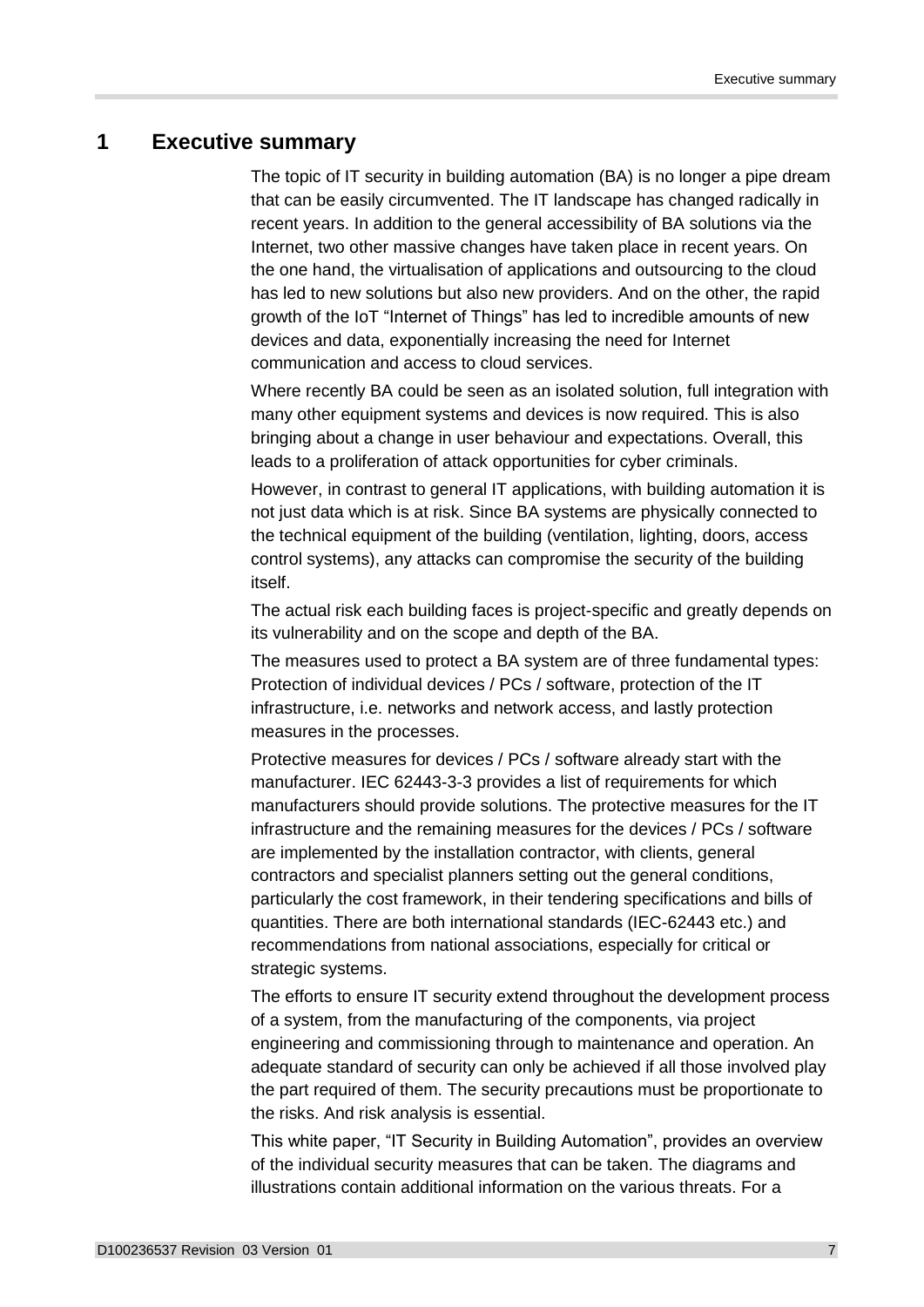# 1 Executive summary

The topic of IT security in building automation (BA) is no longer a pipe dream that can be easily circumvented. The IT landscape has changed radically in recent years. In addition to the general accessibility of BA solutions via the Internet, two other massive changes have taken place in recent years. On the one hand, the virtualisation of applications and outsourcing to the cloud has led to new solutions but also new providers. And on the other, the rapid growth of the IoT "Internet of Things" has led to incredible amounts of new devices and data, exponentially increasing the need for Internet communication and access to cloud services.

Where recently BA could be seen as an isolated solution, full integration with many other equipment systems and devices is now required. This is also bringing about a change in user behaviour and expectations. Overall, this leads to a proliferation of attack opportunities for cyber criminals.

However, in contrast to general IT applications, with building automation it is not just data which is at risk. Since BA systems are physically connected to the technical equipment of the building (ventilation, lighting, doors, access control systems), any attacks can compromise the security of the building itself.

The actual risk each building faces is project-specific and greatly depends on its vulnerability and on the scope and depth of the BA.

The measures used to protect a BA system are of three fundamental types: Protection of individual devices / PCs / software, protection of the IT infrastructure, i.e. networks and network access, and lastly protection measures in the processes.

Protective measures for devices / PCs / software already start with the manufacturer. IEC 62443-3-3 provides a list of requirements for which manufacturers should provide solutions. The protective measures for the IT infrastructure and the remaining measures for the devices / PCs / software are implemented by the installation contractor, with clients, general contractors and specialist planners setting out the general conditions, particularly the cost framework, in their tendering specifications and bills of quantities. There are both international standards (IEC-62443 etc.) and recommendations from national associations, especially for critical or strategic systems.

The efforts to ensure IT security extend throughout the development process of a system, from the manufacturing of the components, via project engineering and commissioning through to maintenance and operation. An adequate standard of security can only be achieved if all those involved play the part required of them. The security precautions must be proportionate to the risks. And risk analysis is essential.

This white paper, "IT Security in Building Automation", provides an overview of the individual security measures that can be taken. The diagrams and illustrations contain additional information on the various threats. For a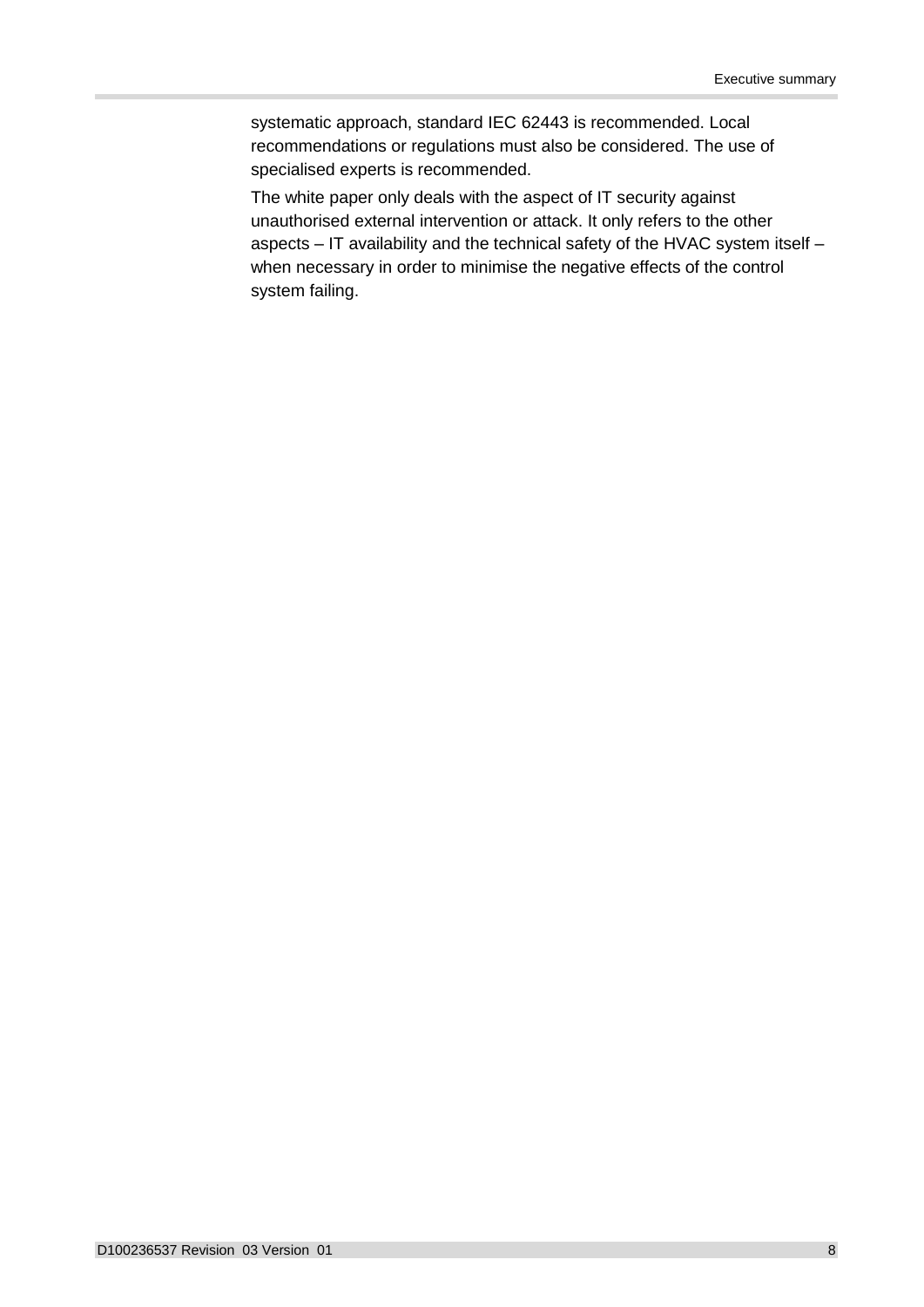systematic approach, standard IEC 62443 is recommended. Local recommendations or regulations must also be considered. The use of specialised experts is recommended.

The white paper only deals with the aspect of IT security against unauthorised external intervention or attack. It only refers to the other aspects – IT availability and the technical safety of the HVAC system itself – when necessary in order to minimise the negative effects of the control system failing.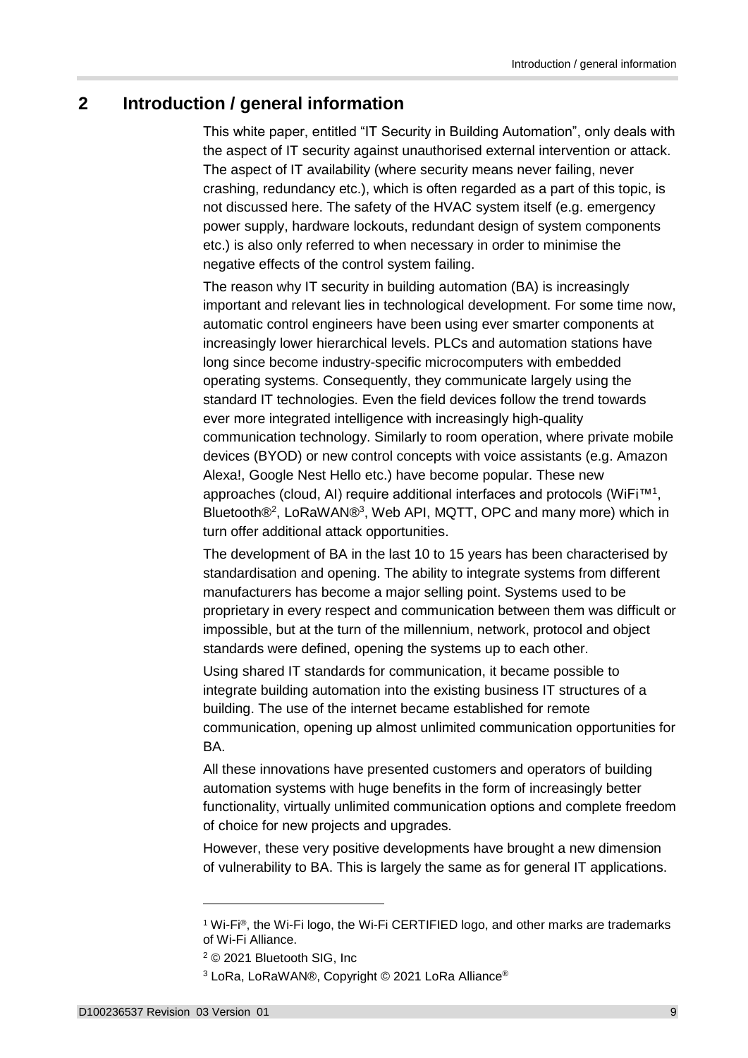# 2 Introduction / general information

This white paper, entitled "IT Security in Building Automation", only deals with the aspect of IT security against unauthorised external intervention or attack. The aspect of IT availability (where security means never failing, never crashing, redundancy etc.), which is often regarded as a part of this topic, is not discussed here. The safety of the HVAC system itself (e.g. emergency power supply, hardware lockouts, redundant design of system components etc.) is also only referred to when necessary in order to minimise the negative effects of the control system failing.

The reason why IT security in building automation (BA) is increasingly important and relevant lies in technological development. For some time now, automatic control engineers have been using ever smarter components at increasingly lower hierarchical levels. PLCs and automation stations have long since become industry-specific microcomputers with embedded operating systems. Consequently, they communicate largely using the standard IT technologies. Even the field devices follow the trend towards ever more integrated intelligence with increasingly high-quality communication technology. Similarly to room operation, where private mobile devices (BYOD) or new control concepts with voice assistants (e.g. Amazon Alexa!, Google Nest Hello etc.) have become popular. These new approaches (cloud, AI) require additional interfaces and protocols (WiFi™[1], Bluetooth®[2], LoRaWAN®[3], Web API, MQTT, OPC and many more) which in turn offer additional attack opportunities.

The development of BA in the last 10 to 15 years has been characterised by standardisation and opening. The ability to integrate systems from different manufacturers has become a major selling point. Systems used to be proprietary in every respect and communication between them was difficult or impossible, but at the turn of the millennium, network, protocol and object standards were defined, opening the systems up to each other.

Using shared IT standards for communication, it became possible to integrate building automation into the existing business IT structures of a building. The use of the internet became established for remote communication, opening up almost unlimited communication opportunities for BA.

All these innovations have presented customers and operators of building automation systems with huge benefits in the form of increasingly better functionality, virtually unlimited communication options and complete freedom of choice for new projects and upgrades.

However, these very positive developments have brought a new dimension of vulnerability to BA. This is largely the same as for general IT applications.

---

[1] Wi-Fi®, the Wi-Fi logo, the Wi-Fi CERTIFIED logo, and other marks are trademarks of Wi-Fi Alliance.

[2] © 2021 Bluetooth SIG, Inc

[3] LoRa, LoRaWAN®, Copyright © 2021 LoRa Alliance®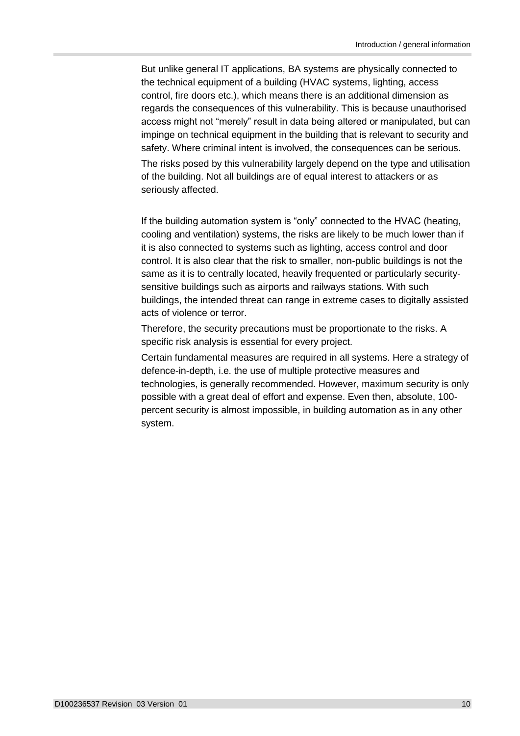But unlike general IT applications, BA systems are physically connected to the technical equipment of a building (HVAC systems, lighting, access control, fire doors etc.), which means there is an additional dimension as regards the consequences of this vulnerability. This is because unauthorised access might not "merely" result in data being altered or manipulated, but can impinge on technical equipment in the building that is relevant to security and safety. Where criminal intent is involved, the consequences can be serious.

The risks posed by this vulnerability largely depend on the type and utilisation of the building. Not all buildings are of equal interest to attackers or as seriously affected.

If the building automation system is "only" connected to the HVAC (heating, cooling and ventilation) systems, the risks are likely to be much lower than if it is also connected to systems such as lighting, access control and door control. It is also clear that the risk to smaller, non-public buildings is not the same as it is to centrally located, heavily frequented or particularly security-sensitive buildings such as airports and railways stations. With such buildings, the intended threat can range in extreme cases to digitally assisted acts of violence or terror.

Therefore, the security precautions must be proportionate to the risks. A specific risk analysis is essential for every project.

Certain fundamental measures are required in all systems. Here a strategy of defence-in-depth, i.e. the use of multiple protective measures and technologies, is generally recommended. However, maximum security is only possible with a great deal of effort and expense. Even then, absolute, 100-percent security is almost impossible, in building automation as in any other system.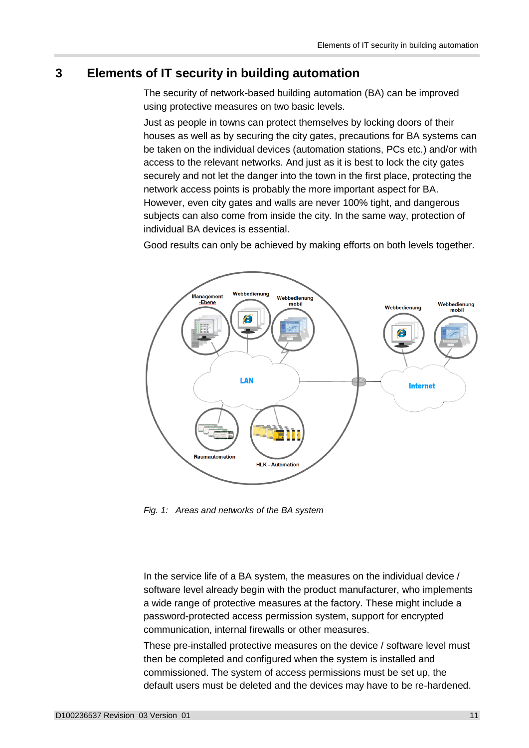# 3 Elements of IT security in building automation

The security of network-based building automation (BA) can be improved using protective measures on two basic levels.

Just as people in towns can protect themselves by locking doors of their houses as well as by securing the city gates, precautions for BA systems can be taken on the individual devices (automation stations, PCs etc.) and/or with access to the relevant networks. And just as it is best to lock the city gates securely and not let the danger into the town in the first place, protecting the network access points is probably the more important aspect for BA. However, even city gates and walls are never 100% tight, and dangerous subjects can also come from inside the city. In the same way, protection of individual BA devices is essential.

Good results can only be achieved by making efforts on both levels together.

*Fig. 1: Areas and networks of the BA system*

In the service life of a BA system, the measures on the individual device / software level already begin with the product manufacturer, who implements a wide range of protective measures at the factory. These might include a password-protected access permission system, support for encrypted communication, internal firewalls or other measures.

These pre-installed protective measures on the device / software level must then be completed and configured when the system is installed and commissioned. The system of access permissions must be set up, the default users must be deleted and the devices may have to be re-hardened.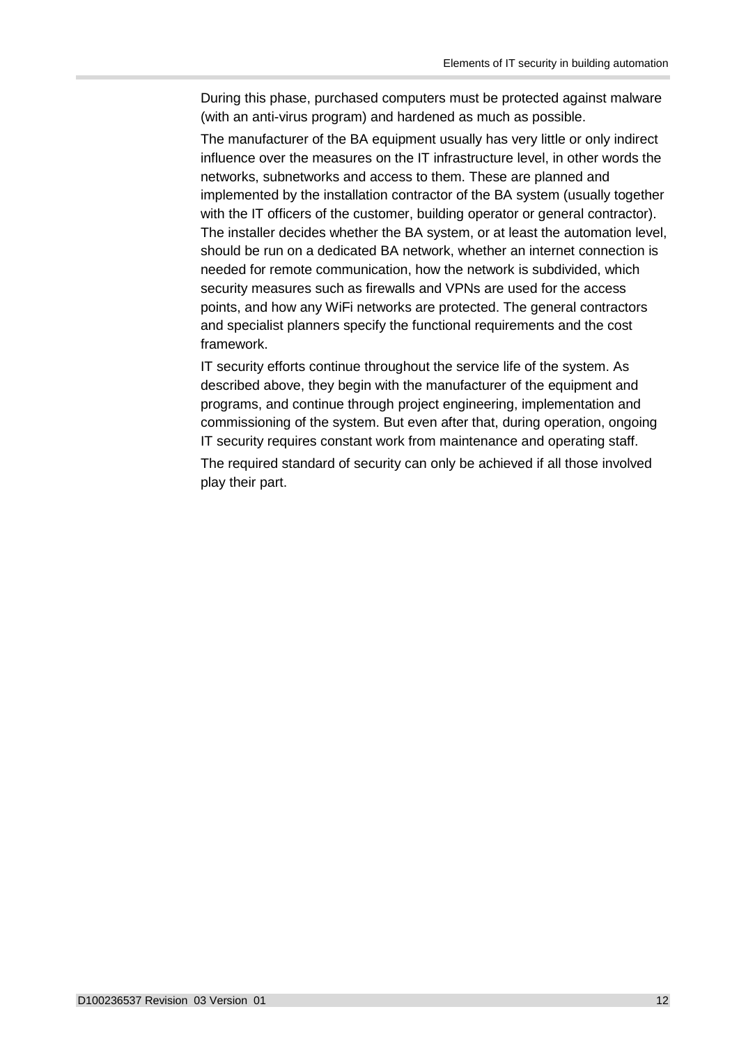During this phase, purchased computers must be protected against malware (with an anti-virus program) and hardened as much as possible.

The manufacturer of the BA equipment usually has very little or only indirect influence over the measures on the IT infrastructure level, in other words the networks, subnetworks and access to them. These are planned and implemented by the installation contractor of the BA system (usually together with the IT officers of the customer, building operator or general contractor). The installer decides whether the BA system, or at least the automation level, should be run on a dedicated BA network, whether an internet connection is needed for remote communication, how the network is subdivided, which security measures such as firewalls and VPNs are used for the access points, and how any WiFi networks are protected. The general contractors and specialist planners specify the functional requirements and the cost framework.

IT security efforts continue throughout the service life of the system. As described above, they begin with the manufacturer of the equipment and programs, and continue through project engineering, implementation and commissioning of the system. But even after that, during operation, ongoing IT security requires constant work from maintenance and operating staff.

The required standard of security can only be achieved if all those involved play their part.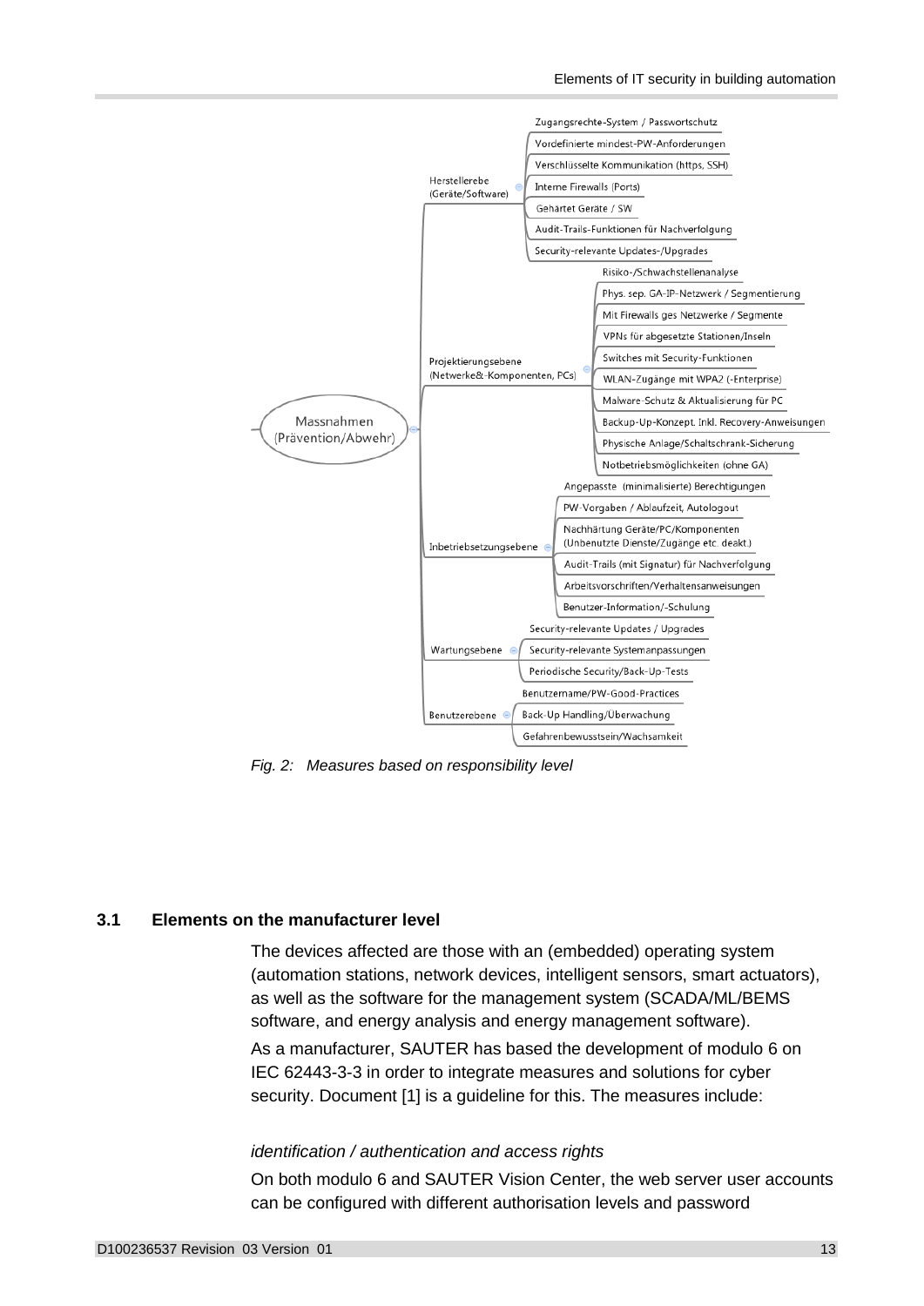- Massnahmen (Prävention/Abwehr)
  - Herstellerebe (Geräte/Software)
    - Zugangsrechte-System / Passwortschutz
    - Vordefinierte mindest-PW-Anforderungen
    - Verschlüsselte Kommunikation (https, SSH)
    - Interne Firewalls (Ports)
    - Gehärtet Geräte / SW
    - Audit-Trails-Funktionen für Nachverfolgung
    - Security-relevante Updates-/Upgrades
  - Projektierungsebene (Netwerke&-Komponenten, PCs)
    - Risiko-/Schwachstellenanalyse
    - Phys. sep. GA-IP-Netzwerk / Segmentierung
    - Mit Firewalls ges Netzwerke / Segmente
    - VPNs für abgesetzte Stationen/Inseln
    - Switches mit Security-Funktionen
    - WLAN-Zugänge mit WPA2 (-Enterprise)
    - Malware-Schutz & Aktualisierung für PC
    - Backup-Up-Konzept. Inkl. Recovery-Anweisungen
    - Physische Anlage/Schaltschrank-Sicherung
    - Notbetriebsmöglichkeiten (ohne GA)
  - Inbetriebsetzungsebene
    - Angepasste (minimalisierte) Berechtigungen
    - PW-Vorgaben / Ablaufzeit, Autologout
    - Nachhärtung Geräte/PC/Komponenten (Unbenutzte Dienste/Zugänge etc. deakt.)
    - Audit-Trails (mit Signatur) für Nachverfolgung
    - Arbeitsvorschriften/Verhaltensanweisungen
    - Benutzer-Information/-Schulung
  - Wartungsebene
    - Security-relevante Updates / Upgrades
    - Security-relevante Systemanpassungen
    - Periodische Security/Back-Up-Tests
  - Benutzerebene
    - Benutzername/PW-Good-Practices
    - Back-Up Handling/Überwachung
    - Gefahrenbewusstsein/Wachsamkeit

*Fig. 2: Measures based on responsibility level*

## 3.1 Elements on the manufacturer level

The devices affected are those with an (embedded) operating system (automation stations, network devices, intelligent sensors, smart actuators), as well as the software for the management system (SCADA/ML/BEMS software, and energy analysis and energy management software).

As a manufacturer, SAUTER has based the development of modulo 6 on IEC 62443-3-3 in order to integrate measures and solutions for cyber security. Document [1] is a guideline for this. The measures include:

*identification / authentication and access rights*

On both modulo 6 and SAUTER Vision Center, the web server user accounts can be configured with different authorisation levels and password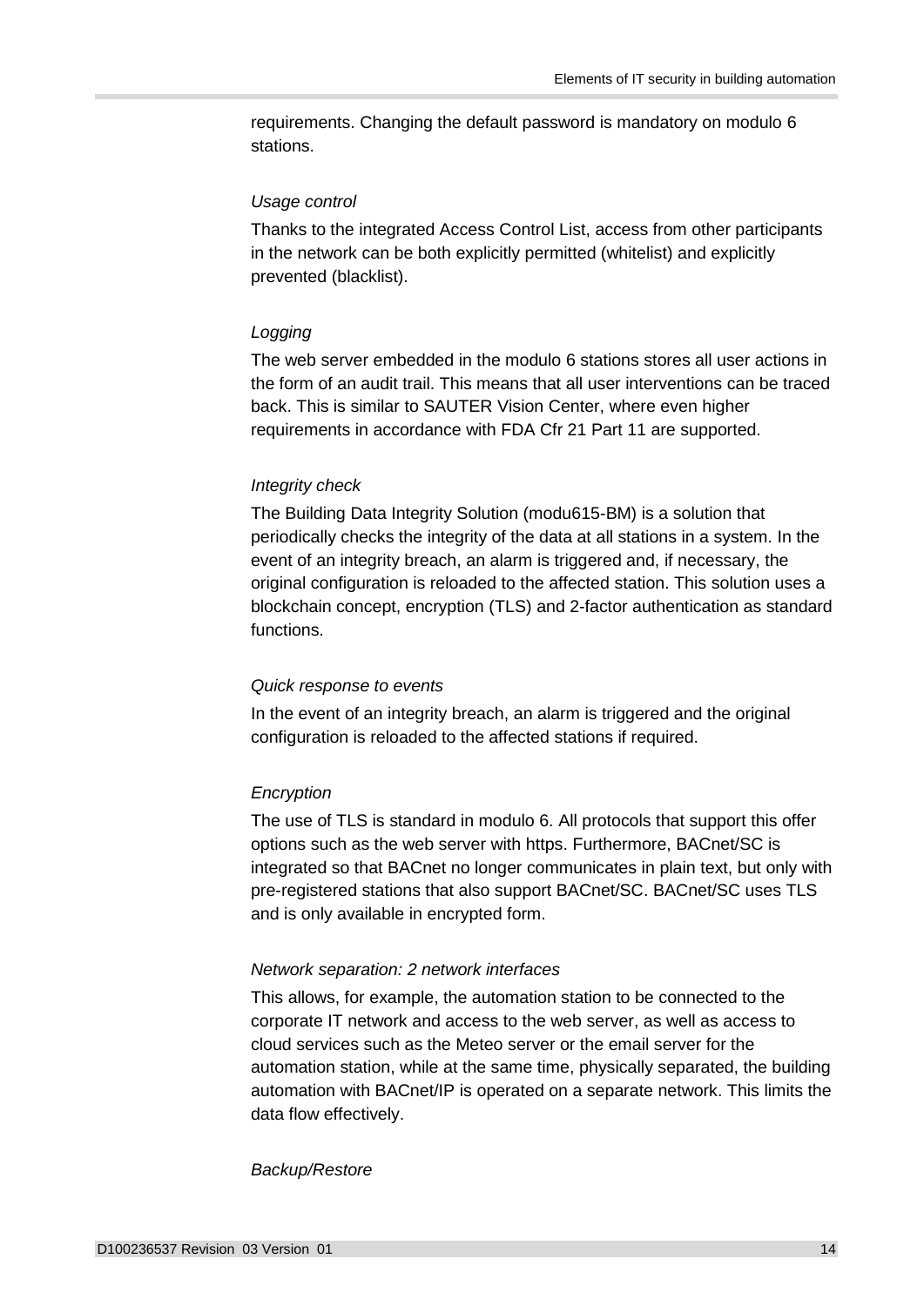requirements. Changing the default password is mandatory on modulo 6 stations.

*Usage control*

Thanks to the integrated Access Control List, access from other participants in the network can be both explicitly permitted (whitelist) and explicitly prevented (blacklist).

*Logging*

The web server embedded in the modulo 6 stations stores all user actions in the form of an audit trail. This means that all user interventions can be traced back. This is similar to SAUTER Vision Center, where even higher requirements in accordance with FDA Cfr 21 Part 11 are supported.

*Integrity check*

The Building Data Integrity Solution (modu615-BM) is a solution that periodically checks the integrity of the data at all stations in a system. In the event of an integrity breach, an alarm is triggered and, if necessary, the original configuration is reloaded to the affected station. This solution uses a blockchain concept, encryption (TLS) and 2-factor authentication as standard functions.

*Quick response to events*

In the event of an integrity breach, an alarm is triggered and the original configuration is reloaded to the affected stations if required.

*Encryption*

The use of TLS is standard in modulo 6. All protocols that support this offer options such as the web server with https. Furthermore, BACnet/SC is integrated so that BACnet no longer communicates in plain text, but only with pre-registered stations that also support BACnet/SC. BACnet/SC uses TLS and is only available in encrypted form.

*Network separation: 2 network interfaces*

This allows, for example, the automation station to be connected to the corporate IT network and access to the web server, as well as access to cloud services such as the Meteo server or the email server for the automation station, while at the same time, physically separated, the building automation with BACnet/IP is operated on a separate network. This limits the data flow effectively.

*Backup/Restore*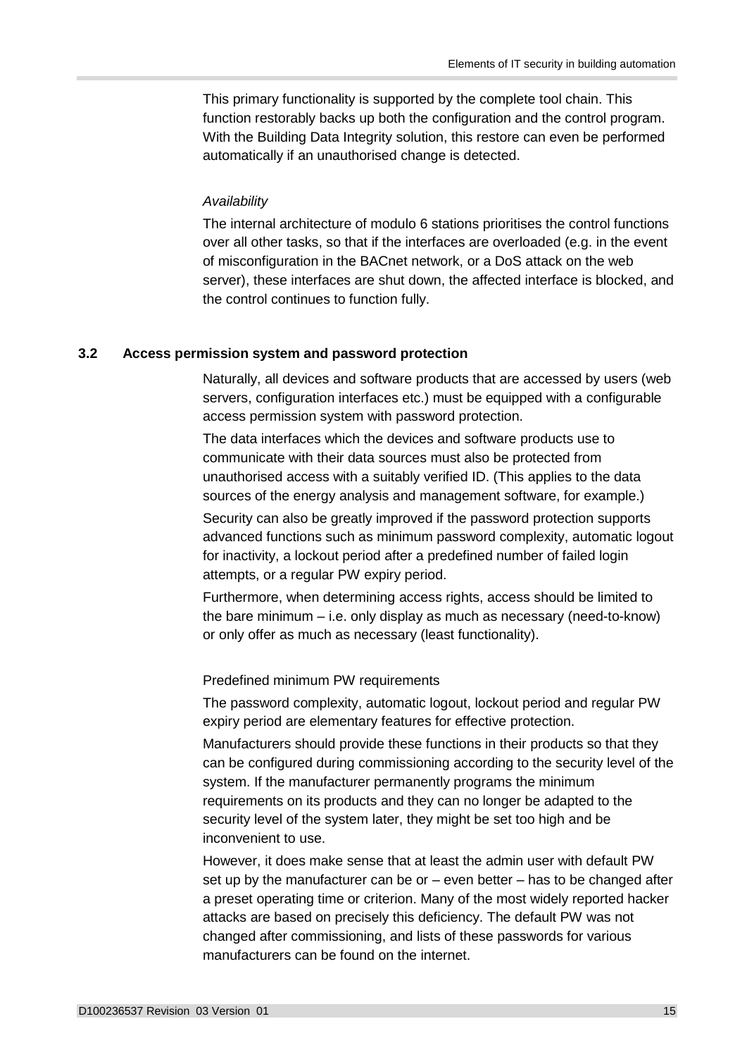This primary functionality is supported by the complete tool chain. This function restorably backs up both the configuration and the control program. With the Building Data Integrity solution, this restore can even be performed automatically if an unauthorised change is detected.

*Availability*

The internal architecture of modulo 6 stations prioritises the control functions over all other tasks, so that if the interfaces are overloaded (e.g. in the event of misconfiguration in the BACnet network, or a DoS attack on the web server), these interfaces are shut down, the affected interface is blocked, and the control continues to function fully.

## 3.2 Access permission system and password protection

Naturally, all devices and software products that are accessed by users (web servers, configuration interfaces etc.) must be equipped with a configurable access permission system with password protection.

The data interfaces which the devices and software products use to communicate with their data sources must also be protected from unauthorised access with a suitably verified ID. (This applies to the data sources of the energy analysis and management software, for example.)

Security can also be greatly improved if the password protection supports advanced functions such as minimum password complexity, automatic logout for inactivity, a lockout period after a predefined number of failed login attempts, or a regular PW expiry period.

Furthermore, when determining access rights, access should be limited to the bare minimum – i.e. only display as much as necessary (need-to-know) or only offer as much as necessary (least functionality).

Predefined minimum PW requirements

The password complexity, automatic logout, lockout period and regular PW expiry period are elementary features for effective protection.

Manufacturers should provide these functions in their products so that they can be configured during commissioning according to the security level of the system. If the manufacturer permanently programs the minimum requirements on its products and they can no longer be adapted to the security level of the system later, they might be set too high and be inconvenient to use.

However, it does make sense that at least the admin user with default PW set up by the manufacturer can be or – even better – has to be changed after a preset operating time or criterion. Many of the most widely reported hacker attacks are based on precisely this deficiency. The default PW was not changed after commissioning, and lists of these passwords for various manufacturers can be found on the internet.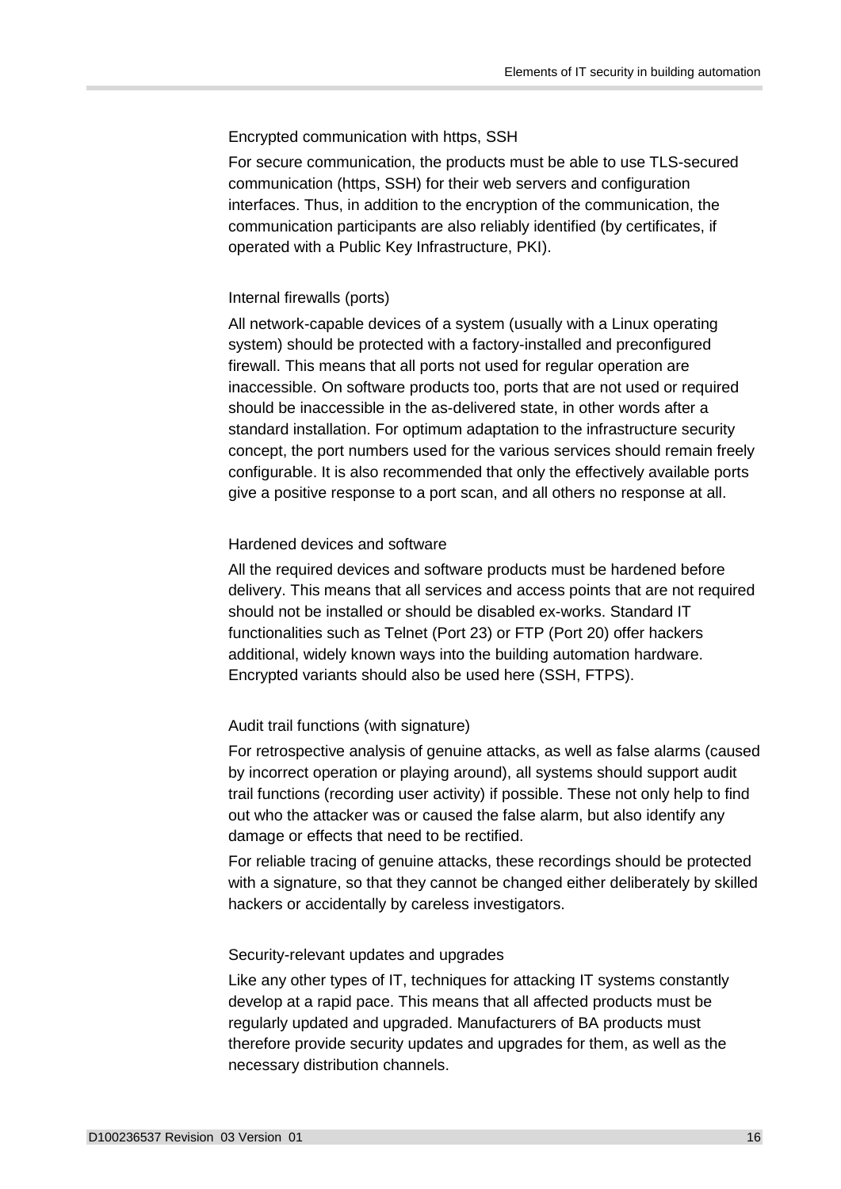### Encrypted communication with https, SSH

For secure communication, the products must be able to use TLS-secured communication (https, SSH) for their web servers and configuration interfaces. Thus, in addition to the encryption of the communication, the communication participants are also reliably identified (by certificates, if operated with a Public Key Infrastructure, PKI).

### Internal firewalls (ports)

All network-capable devices of a system (usually with a Linux operating system) should be protected with a factory-installed and preconfigured firewall. This means that all ports not used for regular operation are inaccessible. On software products too, ports that are not used or required should be inaccessible in the as-delivered state, in other words after a standard installation. For optimum adaptation to the infrastructure security concept, the port numbers used for the various services should remain freely configurable. It is also recommended that only the effectively available ports give a positive response to a port scan, and all others no response at all.

### Hardened devices and software

All the required devices and software products must be hardened before delivery. This means that all services and access points that are not required should not be installed or should be disabled ex-works. Standard IT functionalities such as Telnet (Port 23) or FTP (Port 20) offer hackers additional, widely known ways into the building automation hardware. Encrypted variants should also be used here (SSH, FTPS).

### Audit trail functions (with signature)

For retrospective analysis of genuine attacks, as well as false alarms (caused by incorrect operation or playing around), all systems should support audit trail functions (recording user activity) if possible. These not only help to find out who the attacker was or caused the false alarm, but also identify any damage or effects that need to be rectified.

For reliable tracing of genuine attacks, these recordings should be protected with a signature, so that they cannot be changed either deliberately by skilled hackers or accidentally by careless investigators.

### Security-relevant updates and upgrades

Like any other types of IT, techniques for attacking IT systems constantly develop at a rapid pace. This means that all affected products must be regularly updated and upgraded. Manufacturers of BA products must therefore provide security updates and upgrades for them, as well as the necessary distribution channels.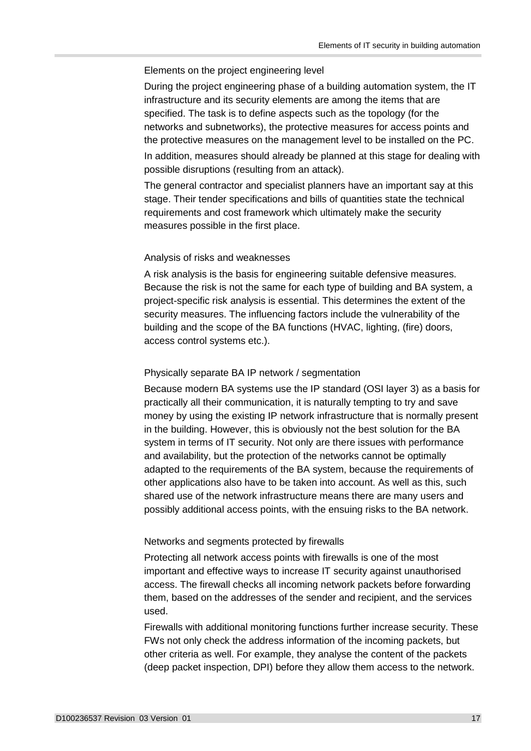### Elements on the project engineering level

During the project engineering phase of a building automation system, the IT infrastructure and its security elements are among the items that are specified. The task is to define aspects such as the topology (for the networks and subnetworks), the protective measures for access points and the protective measures on the management level to be installed on the PC.

In addition, measures should already be planned at this stage for dealing with possible disruptions (resulting from an attack).

The general contractor and specialist planners have an important say at this stage. Their tender specifications and bills of quantities state the technical requirements and cost framework which ultimately make the security measures possible in the first place.

### Analysis of risks and weaknesses

A risk analysis is the basis for engineering suitable defensive measures. Because the risk is not the same for each type of building and BA system, a project-specific risk analysis is essential. This determines the extent of the security measures. The influencing factors include the vulnerability of the building and the scope of the BA functions (HVAC, lighting, (fire) doors, access control systems etc.).

### Physically separate BA IP network / segmentation

Because modern BA systems use the IP standard (OSI layer 3) as a basis for practically all their communication, it is naturally tempting to try and save money by using the existing IP network infrastructure that is normally present in the building. However, this is obviously not the best solution for the BA system in terms of IT security. Not only are there issues with performance and availability, but the protection of the networks cannot be optimally adapted to the requirements of the BA system, because the requirements of other applications also have to be taken into account. As well as this, such shared use of the network infrastructure means there are many users and possibly additional access points, with the ensuing risks to the BA network.

### Networks and segments protected by firewalls

Protecting all network access points with firewalls is one of the most important and effective ways to increase IT security against unauthorised access. The firewall checks all incoming network packets before forwarding them, based on the addresses of the sender and recipient, and the services used.

Firewalls with additional monitoring functions further increase security. These FWs not only check the address information of the incoming packets, but other criteria as well. For example, they analyse the content of the packets (deep packet inspection, DPI) before they allow them access to the network.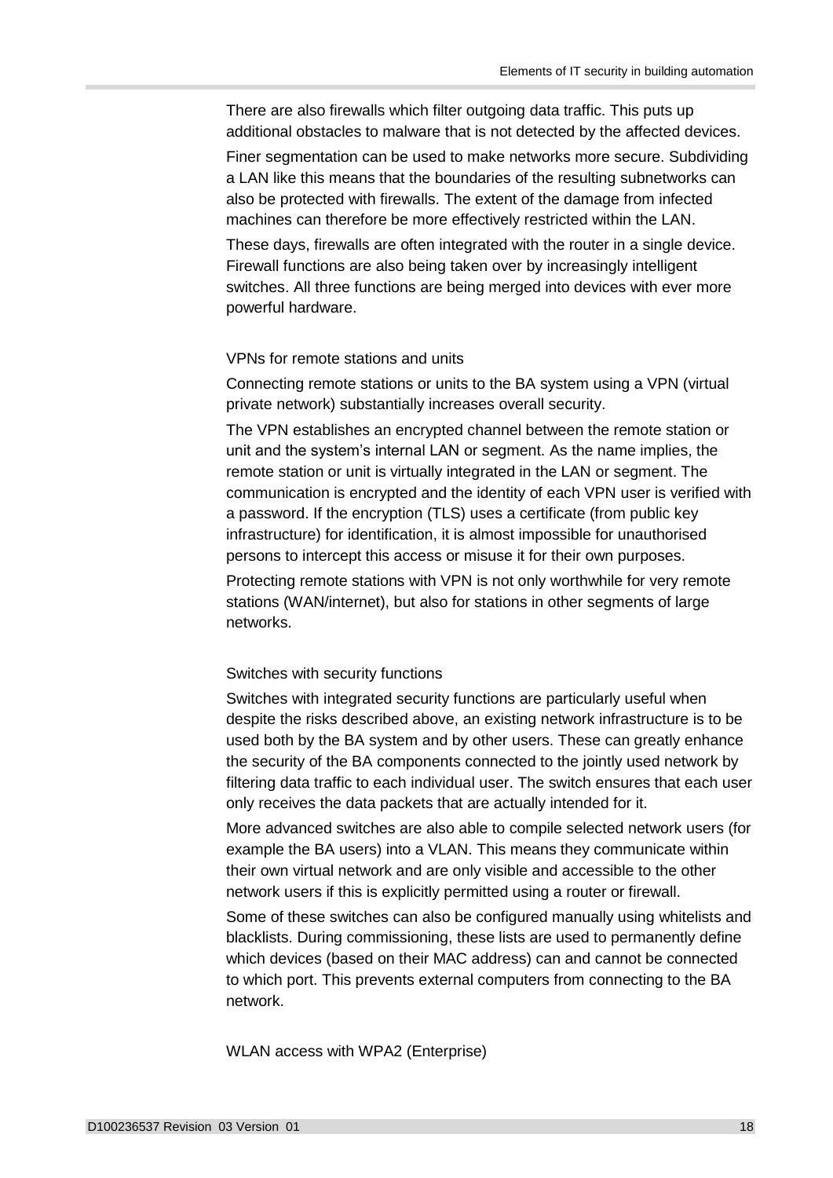There are also firewalls which filter outgoing data traffic. This puts up additional obstacles to malware that is not detected by the affected devices.

Finer segmentation can be used to make networks more secure. Subdividing a LAN like this means that the boundaries of the resulting subnetworks can also be protected with firewalls. The extent of the damage from infected machines can therefore be more effectively restricted within the LAN.

These days, firewalls are often integrated with the router in a single device. Firewall functions are also being taken over by increasingly intelligent switches. All three functions are being merged into devices with ever more powerful hardware.

### VPNs for remote stations and units

Connecting remote stations or units to the BA system using a VPN (virtual private network) substantially increases overall security.

The VPN establishes an encrypted channel between the remote station or unit and the system's internal LAN or segment. As the name implies, the remote station or unit is virtually integrated in the LAN or segment. The communication is encrypted and the identity of each VPN user is verified with a password. If the encryption (TLS) uses a certificate (from public key infrastructure) for identification, it is almost impossible for unauthorised persons to intercept this access or misuse it for their own purposes.

Protecting remote stations with VPN is not only worthwhile for very remote stations (WAN/internet), but also for stations in other segments of large networks.

### Switches with security functions

Switches with integrated security functions are particularly useful when despite the risks described above, an existing network infrastructure is to be used both by the BA system and by other users. These can greatly enhance the security of the BA components connected to the jointly used network by filtering data traffic to each individual user. The switch ensures that each user only receives the data packets that are actually intended for it.

More advanced switches are also able to compile selected network users (for example the BA users) into a VLAN. This means they communicate within their own virtual network and are only visible and accessible to the other network users if this is explicitly permitted using a router or firewall.

Some of these switches can also be configured manually using whitelists and blacklists. During commissioning, these lists are used to permanently define which devices (based on their MAC address) can and cannot be connected to which port. This prevents external computers from connecting to the BA network.

### WLAN access with WPA2 (Enterprise)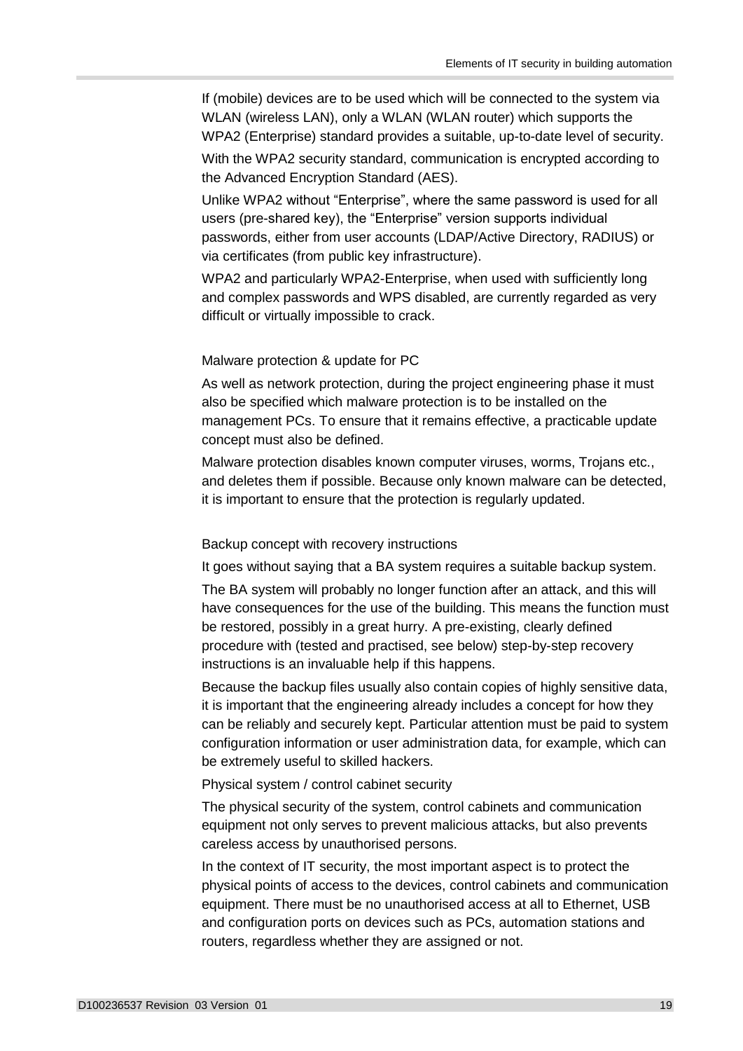If (mobile) devices are to be used which will be connected to the system via WLAN (wireless LAN), only a WLAN (WLAN router) which supports the WPA2 (Enterprise) standard provides a suitable, up-to-date level of security.

With the WPA2 security standard, communication is encrypted according to the Advanced Encryption Standard (AES).

Unlike WPA2 without “Enterprise”, where the same password is used for all users (pre-shared key), the “Enterprise” version supports individual passwords, either from user accounts (LDAP/Active Directory, RADIUS) or via certificates (from public key infrastructure).

WPA2 and particularly WPA2-Enterprise, when used with sufficiently long and complex passwords and WPS disabled, are currently regarded as very difficult or virtually impossible to crack.

#### Malware protection & update for PC

As well as network protection, during the project engineering phase it must also be specified which malware protection is to be installed on the management PCs. To ensure that it remains effective, a practicable update concept must also be defined.

Malware protection disables known computer viruses, worms, Trojans etc., and deletes them if possible. Because only known malware can be detected, it is important to ensure that the protection is regularly updated.

#### Backup concept with recovery instructions

It goes without saying that a BA system requires a suitable backup system.

The BA system will probably no longer function after an attack, and this will have consequences for the use of the building. This means the function must be restored, possibly in a great hurry. A pre-existing, clearly defined procedure with (tested and practised, see below) step-by-step recovery instructions is an invaluable help if this happens.

Because the backup files usually also contain copies of highly sensitive data, it is important that the engineering already includes a concept for how they can be reliably and securely kept. Particular attention must be paid to system configuration information or user administration data, for example, which can be extremely useful to skilled hackers.

#### Physical system / control cabinet security

The physical security of the system, control cabinets and communication equipment not only serves to prevent malicious attacks, but also prevents careless access by unauthorised persons.

In the context of IT security, the most important aspect is to protect the physical points of access to the devices, control cabinets and communication equipment. There must be no unauthorised access at all to Ethernet, USB and configuration ports on devices such as PCs, automation stations and routers, regardless whether they are assigned or not.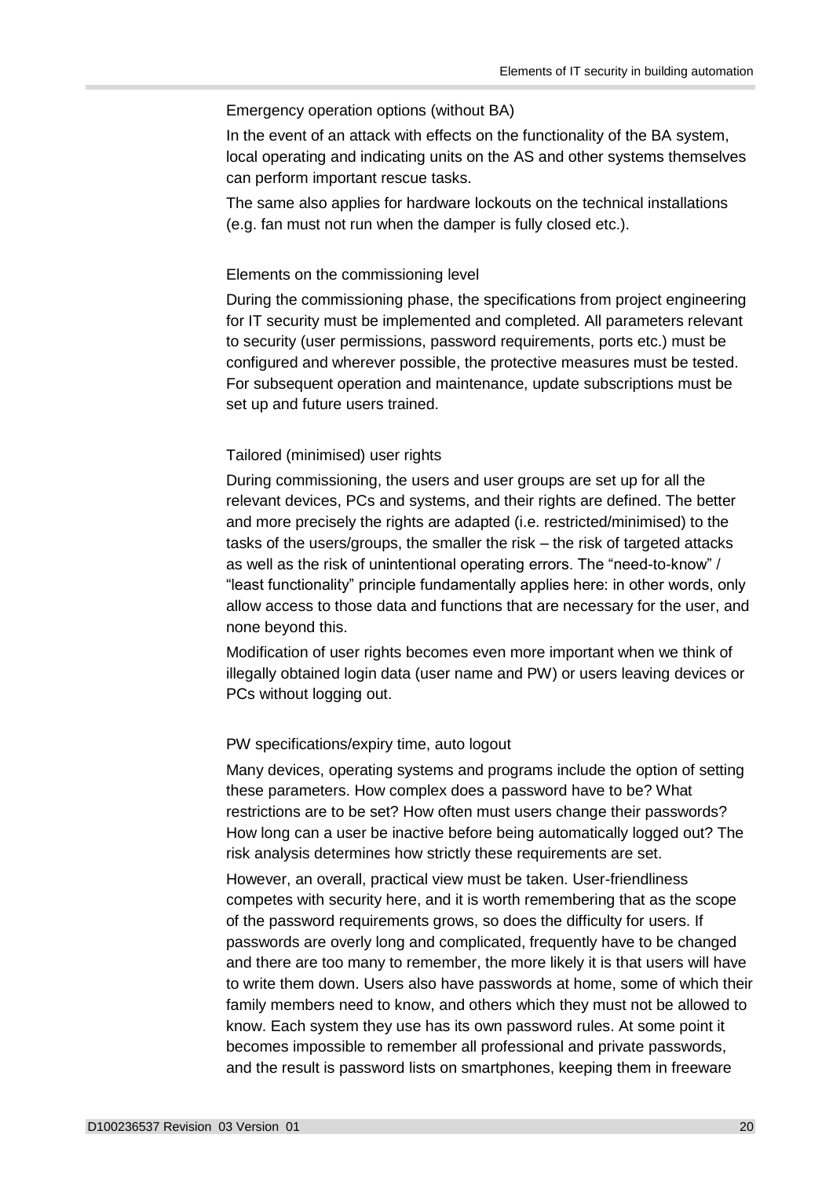### Emergency operation options (without BA)

In the event of an attack with effects on the functionality of the BA system, local operating and indicating units on the AS and other systems themselves can perform important rescue tasks.

The same also applies for hardware lockouts on the technical installations (e.g. fan must not run when the damper is fully closed etc.).

### Elements on the commissioning level

During the commissioning phase, the specifications from project engineering for IT security must be implemented and completed. All parameters relevant to security (user permissions, password requirements, ports etc.) must be configured and wherever possible, the protective measures must be tested. For subsequent operation and maintenance, update subscriptions must be set up and future users trained.

### Tailored (minimised) user rights

During commissioning, the users and user groups are set up for all the relevant devices, PCs and systems, and their rights are defined. The better and more precisely the rights are adapted (i.e. restricted/minimised) to the tasks of the users/groups, the smaller the risk – the risk of targeted attacks as well as the risk of unintentional operating errors. The "need-to-know" / "least functionality" principle fundamentally applies here: in other words, only allow access to those data and functions that are necessary for the user, and none beyond this.

Modification of user rights becomes even more important when we think of illegally obtained login data (user name and PW) or users leaving devices or PCs without logging out.

### PW specifications/expiry time, auto logout

Many devices, operating systems and programs include the option of setting these parameters. How complex does a password have to be? What restrictions are to be set? How often must users change their passwords? How long can a user be inactive before being automatically logged out? The risk analysis determines how strictly these requirements are set.

However, an overall, practical view must be taken. User-friendliness competes with security here, and it is worth remembering that as the scope of the password requirements grows, so does the difficulty for users. If passwords are overly long and complicated, frequently have to be changed and there are too many to remember, the more likely it is that users will have to write them down. Users also have passwords at home, some of which their family members need to know, and others which they must not be allowed to know. Each system they use has its own password rules. At some point it becomes impossible to remember all professional and private passwords, and the result is password lists on smartphones, keeping them in freeware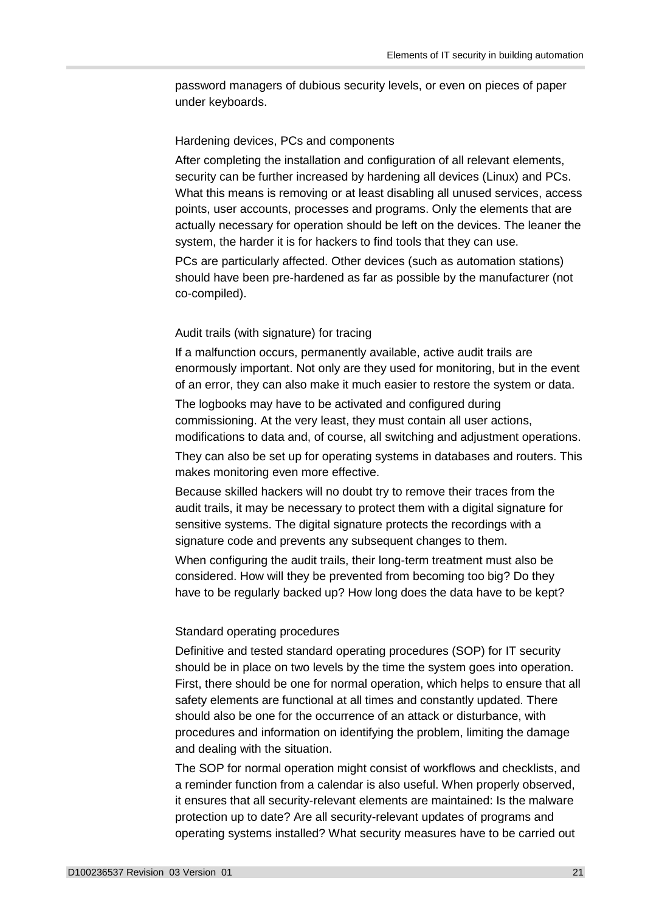password managers of dubious security levels, or even on pieces of paper under keyboards.

### Hardening devices, PCs and components

After completing the installation and configuration of all relevant elements, security can be further increased by hardening all devices (Linux) and PCs. What this means is removing or at least disabling all unused services, access points, user accounts, processes and programs. Only the elements that are actually necessary for operation should be left on the devices. The leaner the system, the harder it is for hackers to find tools that they can use.

PCs are particularly affected. Other devices (such as automation stations) should have been pre-hardened as far as possible by the manufacturer (not co-compiled).

### Audit trails (with signature) for tracing

If a malfunction occurs, permanently available, active audit trails are enormously important. Not only are they used for monitoring, but in the event of an error, they can also make it much easier to restore the system or data.

The logbooks may have to be activated and configured during commissioning. At the very least, they must contain all user actions, modifications to data and, of course, all switching and adjustment operations.

They can also be set up for operating systems in databases and routers. This makes monitoring even more effective.

Because skilled hackers will no doubt try to remove their traces from the audit trails, it may be necessary to protect them with a digital signature for sensitive systems. The digital signature protects the recordings with a signature code and prevents any subsequent changes to them.

When configuring the audit trails, their long-term treatment must also be considered. How will they be prevented from becoming too big? Do they have to be regularly backed up? How long does the data have to be kept?

### Standard operating procedures

Definitive and tested standard operating procedures (SOP) for IT security should be in place on two levels by the time the system goes into operation. First, there should be one for normal operation, which helps to ensure that all safety elements are functional at all times and constantly updated. There should also be one for the occurrence of an attack or disturbance, with procedures and information on identifying the problem, limiting the damage and dealing with the situation.

The SOP for normal operation might consist of workflows and checklists, and a reminder function from a calendar is also useful. When properly observed, it ensures that all security-relevant elements are maintained: Is the malware protection up to date? Are all security-relevant updates of programs and operating systems installed? What security measures have to be carried out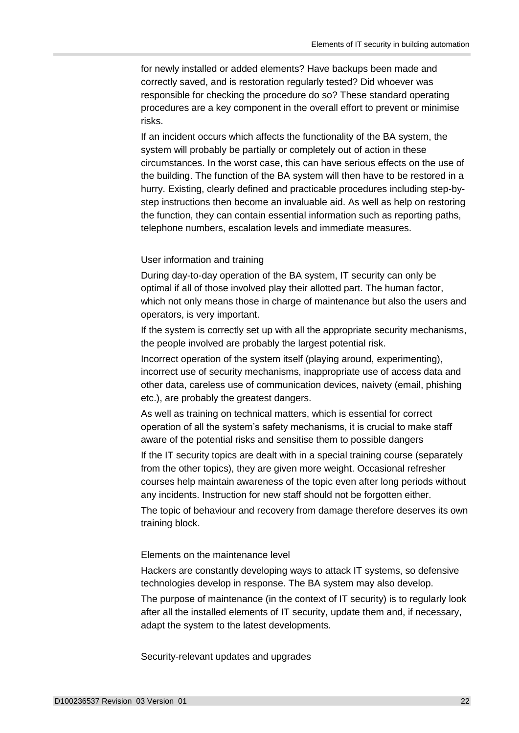for newly installed or added elements? Have backups been made and correctly saved, and is restoration regularly tested? Did whoever was responsible for checking the procedure do so? These standard operating procedures are a key component in the overall effort to prevent or minimise risks.

If an incident occurs which affects the functionality of the BA system, the system will probably be partially or completely out of action in these circumstances. In the worst case, this can have serious effects on the use of the building. The function of the BA system will then have to be restored in a hurry. Existing, clearly defined and practicable procedures including step-by-step instructions then become an invaluable aid. As well as help on restoring the function, they can contain essential information such as reporting paths, telephone numbers, escalation levels and immediate measures.

### User information and training

During day-to-day operation of the BA system, IT security can only be optimal if all of those involved play their allotted part. The human factor, which not only means those in charge of maintenance but also the users and operators, is very important.

If the system is correctly set up with all the appropriate security mechanisms, the people involved are probably the largest potential risk.

Incorrect operation of the system itself (playing around, experimenting), incorrect use of security mechanisms, inappropriate use of access data and other data, careless use of communication devices, naivety (email, phishing etc.), are probably the greatest dangers.

As well as training on technical matters, which is essential for correct operation of all the system's safety mechanisms, it is crucial to make staff aware of the potential risks and sensitise them to possible dangers

If the IT security topics are dealt with in a special training course (separately from the other topics), they are given more weight. Occasional refresher courses help maintain awareness of the topic even after long periods without any incidents. Instruction for new staff should not be forgotten either.

The topic of behaviour and recovery from damage therefore deserves its own training block.

### Elements on the maintenance level

Hackers are constantly developing ways to attack IT systems, so defensive technologies develop in response. The BA system may also develop.

The purpose of maintenance (in the context of IT security) is to regularly look after all the installed elements of IT security, update them and, if necessary, adapt the system to the latest developments.

### Security-relevant updates and upgrades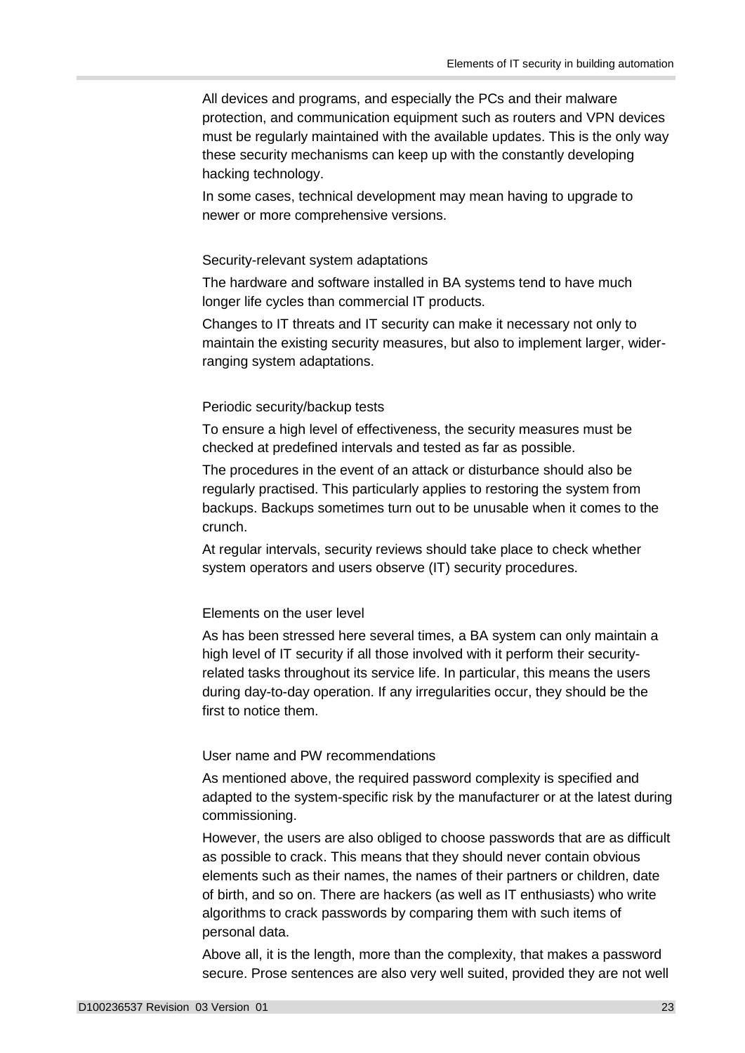All devices and programs, and especially the PCs and their malware protection, and communication equipment such as routers and VPN devices must be regularly maintained with the available updates. This is the only way these security mechanisms can keep up with the constantly developing hacking technology.

In some cases, technical development may mean having to upgrade to newer or more comprehensive versions.

### Security-relevant system adaptations

The hardware and software installed in BA systems tend to have much longer life cycles than commercial IT products.

Changes to IT threats and IT security can make it necessary not only to maintain the existing security measures, but also to implement larger, wider-ranging system adaptations.

### Periodic security/backup tests

To ensure a high level of effectiveness, the security measures must be checked at predefined intervals and tested as far as possible.

The procedures in the event of an attack or disturbance should also be regularly practised. This particularly applies to restoring the system from backups. Backups sometimes turn out to be unusable when it comes to the crunch.

At regular intervals, security reviews should take place to check whether system operators and users observe (IT) security procedures.

### Elements on the user level

As has been stressed here several times, a BA system can only maintain a high level of IT security if all those involved with it perform their security-related tasks throughout its service life. In particular, this means the users during day-to-day operation. If any irregularities occur, they should be the first to notice them.

### User name and PW recommendations

As mentioned above, the required password complexity is specified and adapted to the system-specific risk by the manufacturer or at the latest during commissioning.

However, the users are also obliged to choose passwords that are as difficult as possible to crack. This means that they should never contain obvious elements such as their names, the names of their partners or children, date of birth, and so on. There are hackers (as well as IT enthusiasts) who write algorithms to crack passwords by comparing them with such items of personal data.

Above all, it is the length, more than the complexity, that makes a password secure. Prose sentences are also very well suited, provided they are not well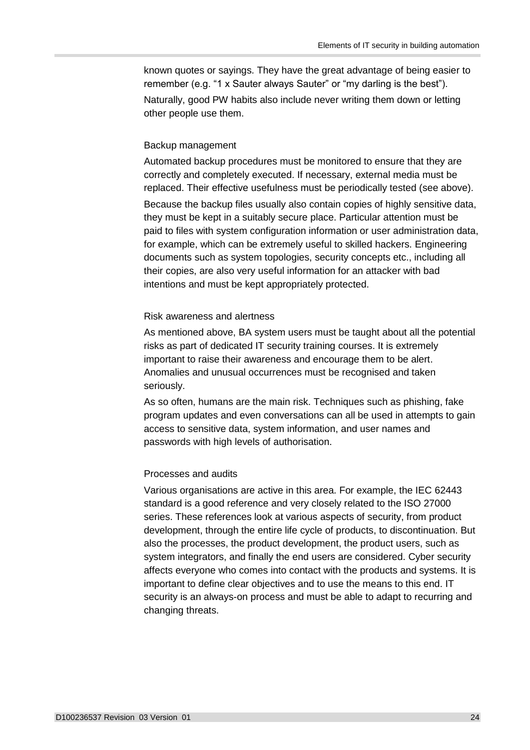known quotes or sayings. They have the great advantage of being easier to remember (e.g. “1 x Sauter always Sauter” or “my darling is the best”).

Naturally, good PW habits also include never writing them down or letting other people use them.

### Backup management

Automated backup procedures must be monitored to ensure that they are correctly and completely executed. If necessary, external media must be replaced. Their effective usefulness must be periodically tested (see above).

Because the backup files usually also contain copies of highly sensitive data, they must be kept in a suitably secure place. Particular attention must be paid to files with system configuration information or user administration data, for example, which can be extremely useful to skilled hackers. Engineering documents such as system topologies, security concepts etc., including all their copies, are also very useful information for an attacker with bad intentions and must be kept appropriately protected.

### Risk awareness and alertness

As mentioned above, BA system users must be taught about all the potential risks as part of dedicated IT security training courses. It is extremely important to raise their awareness and encourage them to be alert. Anomalies and unusual occurrences must be recognised and taken seriously.

As so often, humans are the main risk. Techniques such as phishing, fake program updates and even conversations can all be used in attempts to gain access to sensitive data, system information, and user names and passwords with high levels of authorisation.

### Processes and audits

Various organisations are active in this area. For example, the IEC 62443 standard is a good reference and very closely related to the ISO 27000 series. These references look at various aspects of security, from product development, through the entire life cycle of products, to discontinuation. But also the processes, the product development, the product users, such as system integrators, and finally the end users are considered. Cyber security affects everyone who comes into contact with the products and systems. It is important to define clear objectives and to use the means to this end. IT security is an always-on process and must be able to adapt to recurring and changing threats.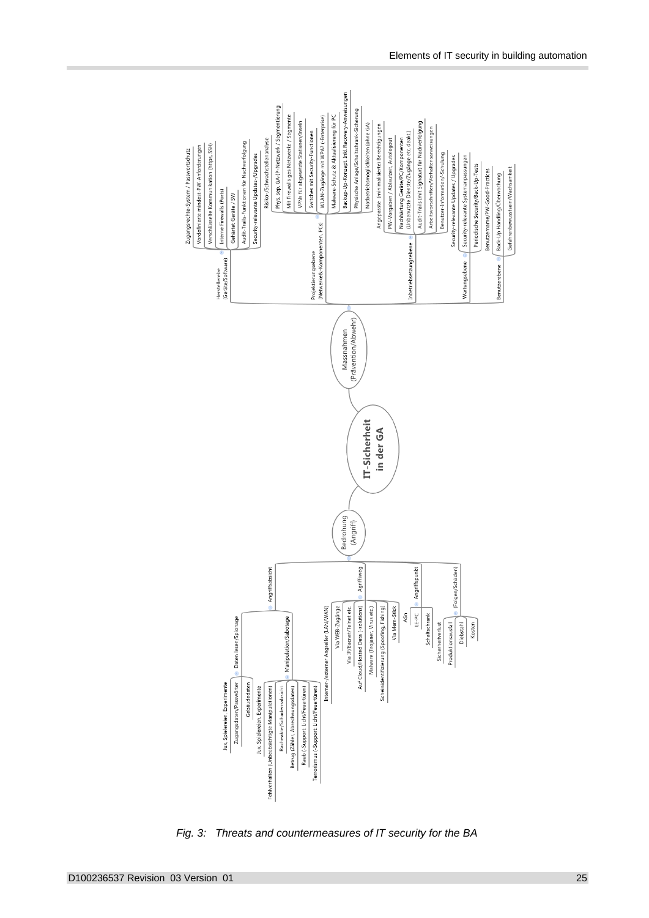**IT-Sicherheit in der GA**

- **Bedrohung (Angriff)**
  - Angriffsabsicht
    - Daten lesen/Spionage
      - Jux, Spielereien, Experimente
      - Zugangsdaten/Passwörter
      - Gebäudedaten
    - Manipulation/Sabotage
      - Jux, Spielereien, Experimente
      - Fehlverhalten (Unbeabsichtigte Manipulationen)
      - Racheakte/Schadensabsicht
      - Betrug (Zähler, Abrechnungsdaten)
      - Raub (-Support: Licht/Feuertüren)
      - Terrorismus (-Support: Licht/Feuertüren)
  - Angriffsweg
    - Interner-/externer Angreifer (LAN/WAN)
    - Via WEB-Zugänge
    - Via IP/Bacnet/Telnet etc.
    - Auf Cloud/Hosted Data (-solutions)
    - Malware (Trojaner, Virus etc.)
    - Scheinidentifizierung (Spoofing, Fishing)
    - Via Mem-Stick
  - Angriffspunkt
    - ASn
    - LE-PC
    - Schaltschrank
  - (Folge)Schäden
    - Sicherheitverlust
    - Produktionsausfall
    - Diebstahl
    - Kosten
- **Massnahmen (Prävention/Abwehr)**
  - Herstellerebe (Geräte/Software)
    - Zugangsrechte-System / Passwortschutz
    - Vordefinierte mindest-PW-Anforderungen
    - Verschlüsselte Kommunikation (https, SSH)
    - Interne Firewalls (Ports)
    - Gehärtet Geräte / SW
    - Audit-Trails-Funktionen für Nachverfolgung
    - Security-relevante Updates-/Upgrades
  - Projektierungsebene (Netzwerk&-Komponenten, PCs)
    - Risiko-/Schwachstellenanalyse
    - Phys. sep. GA-IP-Netzwerk / Segmentierung
    - Mit Firewalls ges Netzwerke / Segmente
    - VPNs für abgesetzte Stationen/Inseln
    - Switches mit Security-Funktionen
    - WLAN-Zugänge mit WPA2 (-Enterprise)
    - Malware Schutz & Aktualisierung für PC
    - Backup-Up-Konzept inkl. Recovery-Anweisungen
    - Physische Anlage/Schaltschrank-Sicherung
    - Notbetriebsmöglichkeiten (ohne GA)
  - Inbetriebsetzungsebene
    - Angepasste (minimalisierte) Berechtigungen
    - PW-Vorgaben / Ablaufzeit, Autologout
    - Nachhärtung Geräte/PC/Komponenten (Unbenutzte Dienste/Zugänge etc. deakt.)
    - Audit-Trails (mit Signatur) für Nachverfolgung
    - Arbeitsvorschriften/Verhaltensanweisungen
    - Benutzer-Information/-Schulung
  - Wartungsebene
    - Security-relevante Updates / Upgrades
    - Security-relevante Systemanpassungen
    - Periodische Security/Back-Up-Tests
  - Benutzerebene
    - Benutzername/PW-Good-Practices
    - Back-Up Handling/Überwachung
    - Gefahrenbewusstsein/Wachsamkeit

*Fig. 3: Threats and countermeasures of IT security for the BA*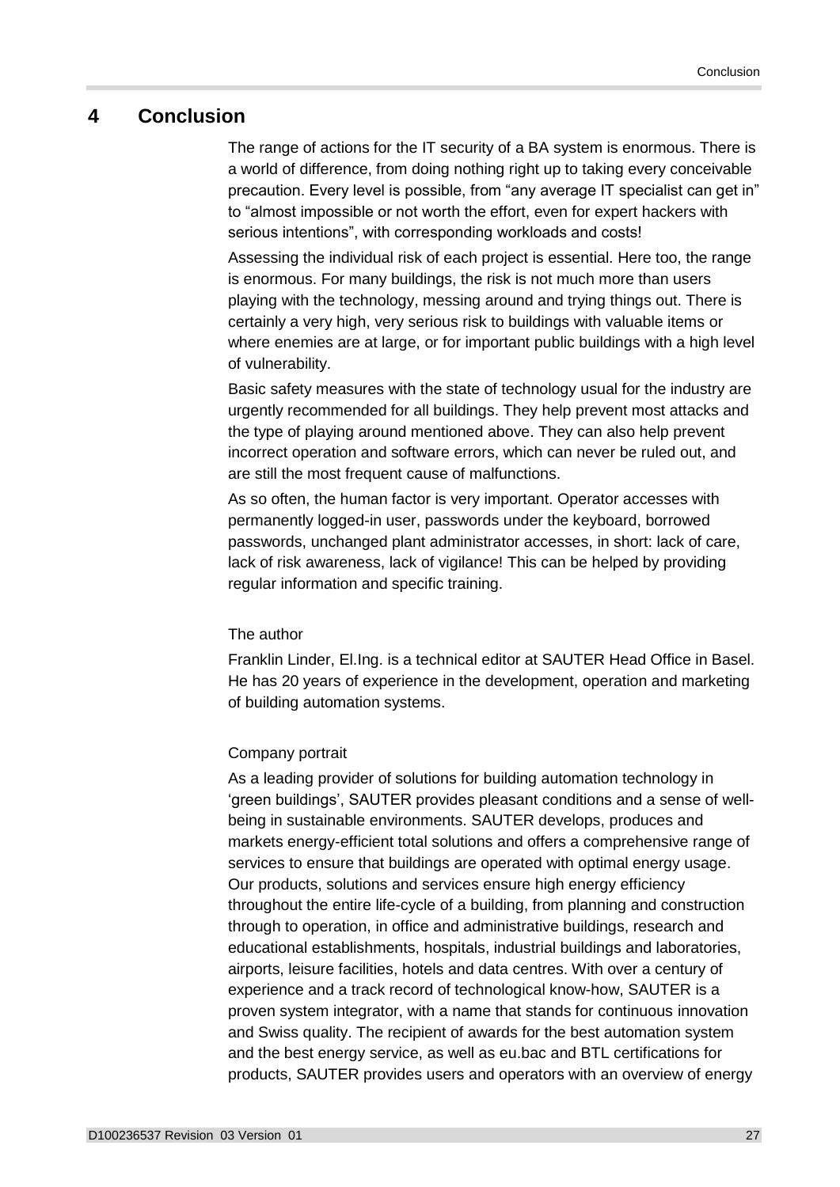# 4 Conclusion

The range of actions for the IT security of a BA system is enormous. There is a world of difference, from doing nothing right up to taking every conceivable precaution. Every level is possible, from “any average IT specialist can get in” to “almost impossible or not worth the effort, even for expert hackers with serious intentions”, with corresponding workloads and costs!

Assessing the individual risk of each project is essential. Here too, the range is enormous. For many buildings, the risk is not much more than users playing with the technology, messing around and trying things out. There is certainly a very high, very serious risk to buildings with valuable items or where enemies are at large, or for important public buildings with a high level of vulnerability.

Basic safety measures with the state of technology usual for the industry are urgently recommended for all buildings. They help prevent most attacks and the type of playing around mentioned above. They can also help prevent incorrect operation and software errors, which can never be ruled out, and are still the most frequent cause of malfunctions.

As so often, the human factor is very important. Operator accesses with permanently logged-in user, passwords under the keyboard, borrowed passwords, unchanged plant administrator accesses, in short: lack of care, lack of risk awareness, lack of vigilance! This can be helped by providing regular information and specific training.

The author

Franklin Linder, El.Ing. is a technical editor at SAUTER Head Office in Basel. He has 20 years of experience in the development, operation and marketing of building automation systems.

Company portrait

As a leading provider of solutions for building automation technology in ‘green buildings’, SAUTER provides pleasant conditions and a sense of well-being in sustainable environments. SAUTER develops, produces and markets energy-efficient total solutions and offers a comprehensive range of services to ensure that buildings are operated with optimal energy usage. Our products, solutions and services ensure high energy efficiency throughout the entire life-cycle of a building, from planning and construction through to operation, in office and administrative buildings, research and educational establishments, hospitals, industrial buildings and laboratories, airports, leisure facilities, hotels and data centres. With over a century of experience and a track record of technological know-how, SAUTER is a proven system integrator, with a name that stands for continuous innovation and Swiss quality. The recipient of awards for the best automation system and the best energy service, as well as eu.bac and BTL certifications for products, SAUTER provides users and operators with an overview of energy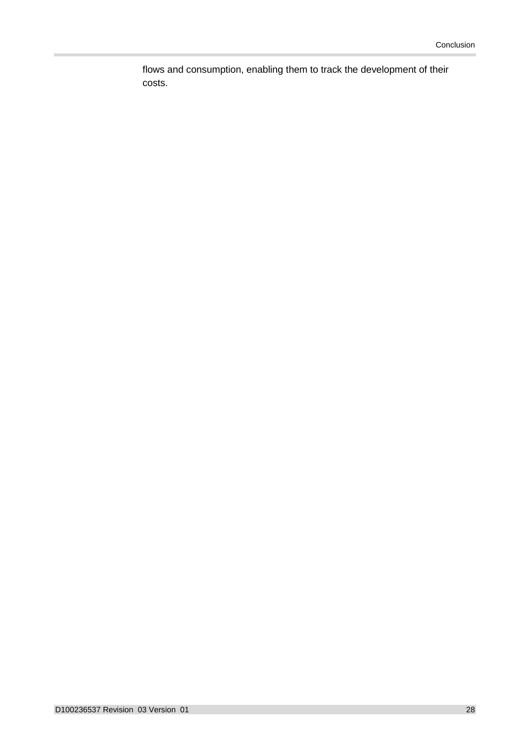flows and consumption, enabling them to track the development of their costs.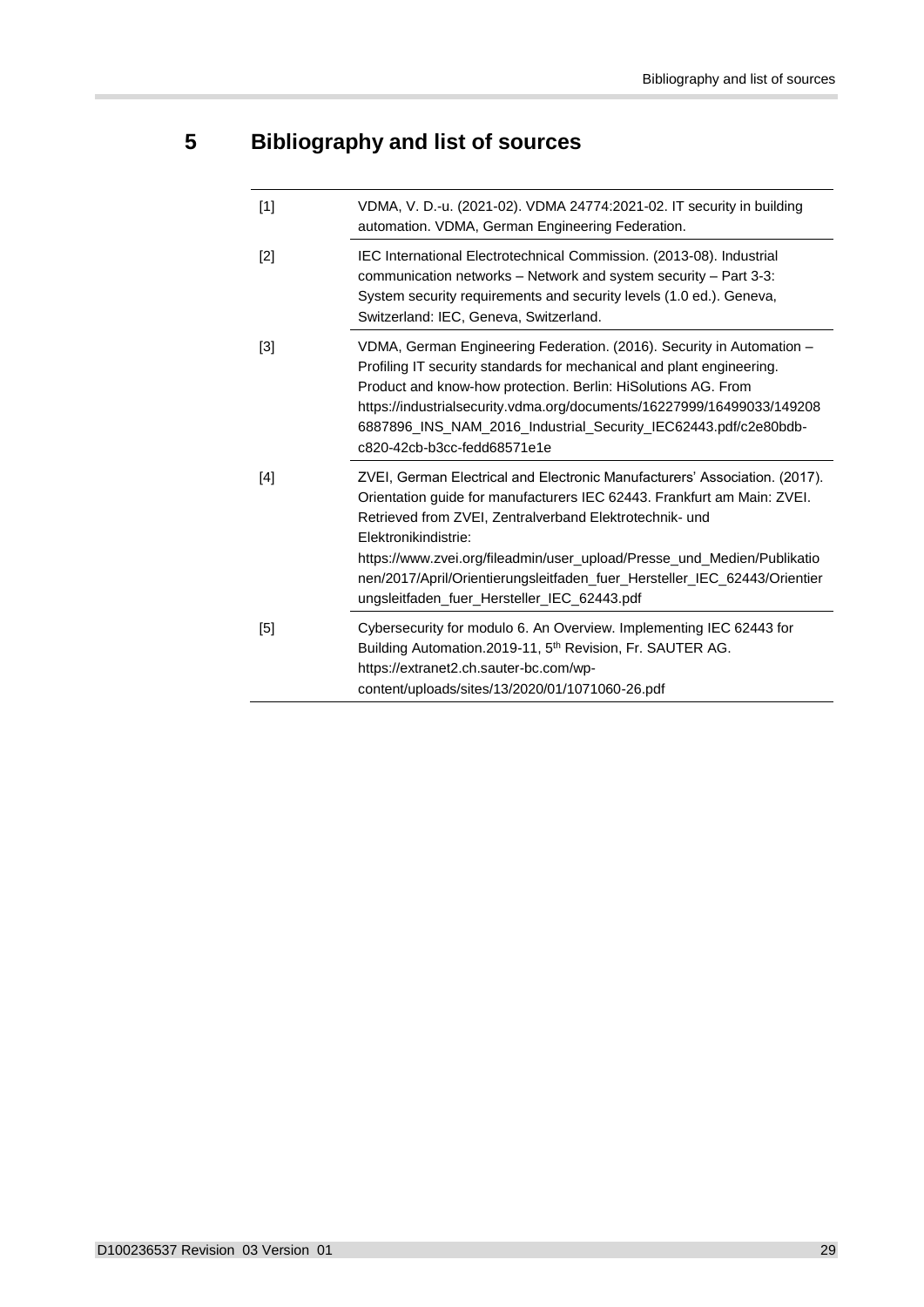# 5 Bibliography and list of sources

| | |
|---|---|
| [1] | VDMA, V. D.-u. (2021-02). VDMA 24774:2021-02. IT security in building automation. VDMA, German Engineering Federation. |
| [2] | IEC International Electrotechnical Commission. (2013-08). Industrial communication networks – Network and system security – Part 3-3: System security requirements and security levels (1.0 ed.). Geneva, Switzerland: IEC, Geneva, Switzerland. |
| [3] | VDMA, German Engineering Federation. (2016). Security in Automation – Profiling IT security standards for mechanical and plant engineering. Product and know-how protection. Berlin: HiSolutions AG. From https://industrialsecurity.vdma.org/documents/16227999/16499033/1492086887896_INS_NAM_2016_Industrial_Security_IEC62443.pdf/c2e80bdb-c820-42cb-b3cc-fedd68571e1e |
| [4] | ZVEI, German Electrical and Electronic Manufacturers' Association. (2017). Orientation guide for manufacturers IEC 62443. Frankfurt am Main: ZVEI. Retrieved from ZVEI, Zentralverband Elektrotechnik- und Elektronikindistrie: https://www.zvei.org/fileadmin/user_upload/Presse_und_Medien/Publikationen/2017/April/Orientierungsleitfaden_fuer_Hersteller_IEC_62443/Orientierungsleitfaden_fuer_Hersteller_IEC_62443.pdf |
| [5] | Cybersecurity for modulo 6. An Overview. Implementing IEC 62443 for Building Automation.2019-11, 5th Revision, Fr. SAUTER AG. https://extranet2.ch.sauter-bc.com/wp-content/uploads/sites/13/2020/01/1071060-26.pdf |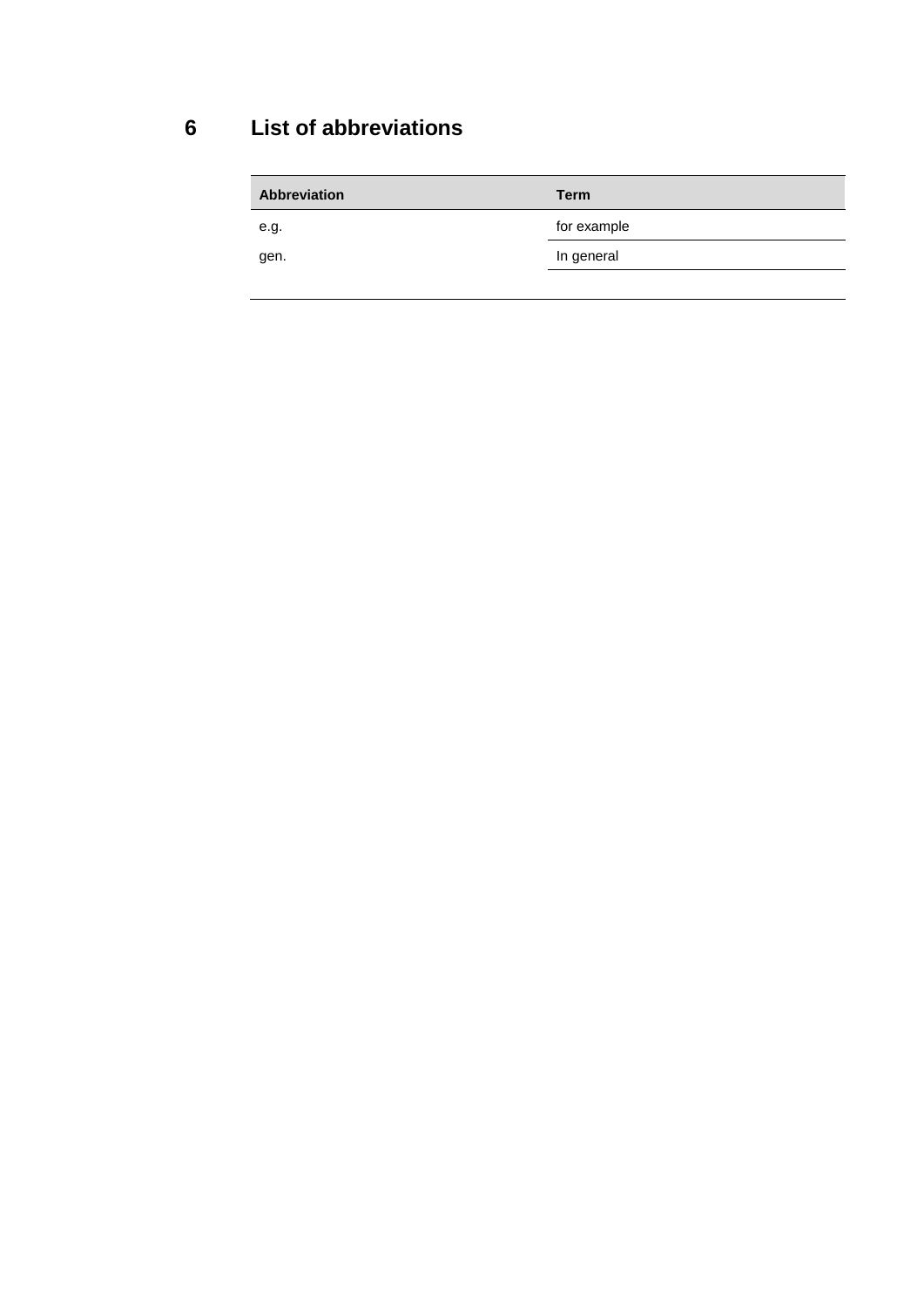# 6 List of abbreviations

| Abbreviation | Term |
|---|---|
| e.g. | for example |
| gen. | In general |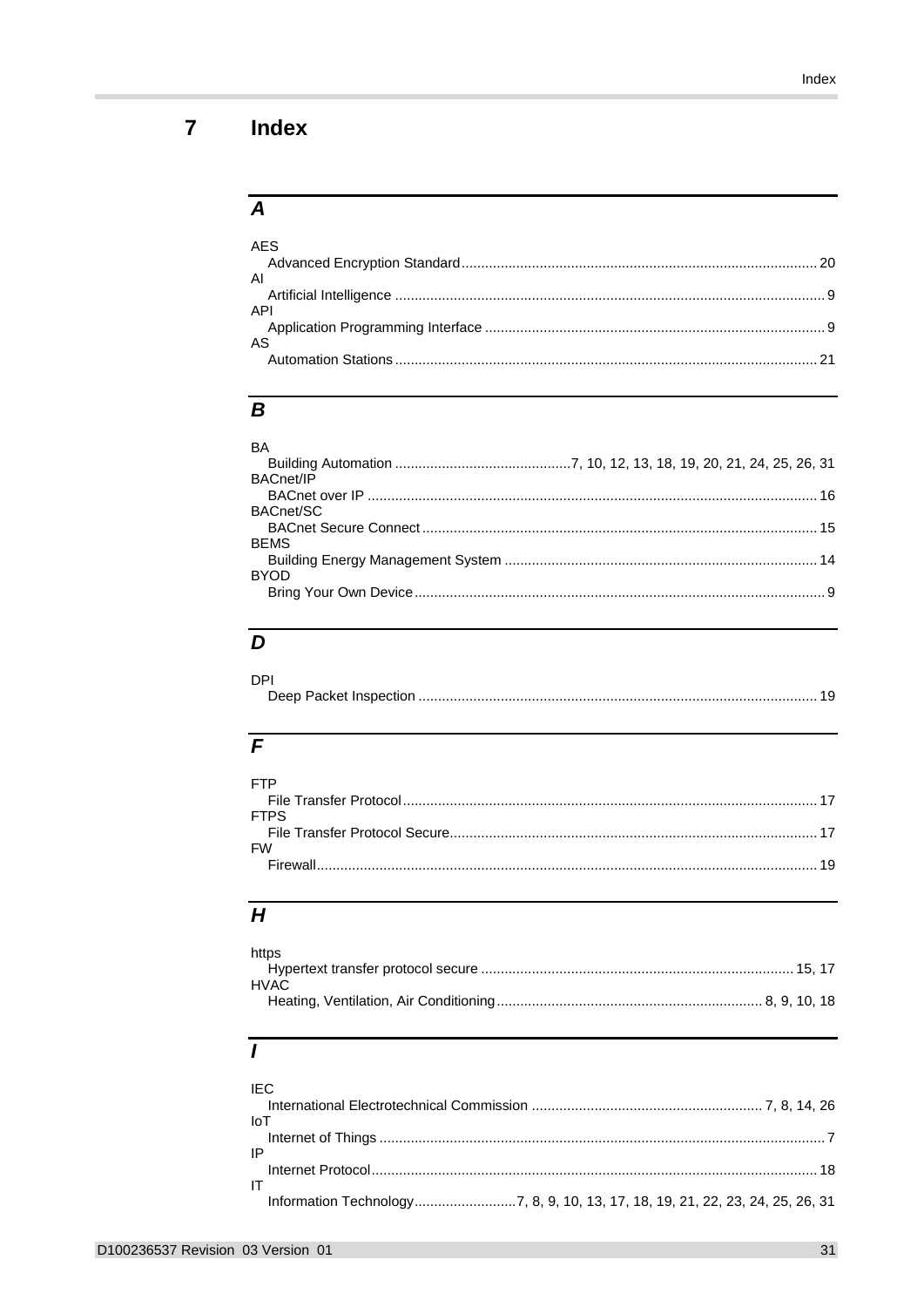# 7 Index

## A

AES
- Advanced Encryption Standard ... 20

AI
- Artificial Intelligence ... 9

API
- Application Programming Interface ... 9

AS
- Automation Stations ... 21

## B

BA
- Building Automation ... 7, 10, 12, 13, 18, 19, 20, 21, 24, 25, 26, 31

BACnet/IP
- BACnet over IP ... 16

BACnet/SC
- BACnet Secure Connect ... 15

BEMS
- Building Energy Management System ... 14

BYOD
- Bring Your Own Device ... 9

## D

DPI
- Deep Packet Inspection ... 19

## F

FTP
- File Transfer Protocol ... 17

FTPS
- File Transfer Protocol Secure ... 17

FW
- Firewall ... 19

## H

https
- Hypertext transfer protocol secure ... 15, 17

HVAC
- Heating, Ventilation, Air Conditioning ... 8, 9, 10, 18

## I

IEC
- International Electrotechnical Commission ... 7, 8, 14, 26

IoT
- Internet of Things ... 7

IP
- Internet Protocol ... 18

IT
- Information Technology ... 7, 8, 9, 10, 13, 17, 18, 19, 21, 22, 23, 24, 25, 26, 31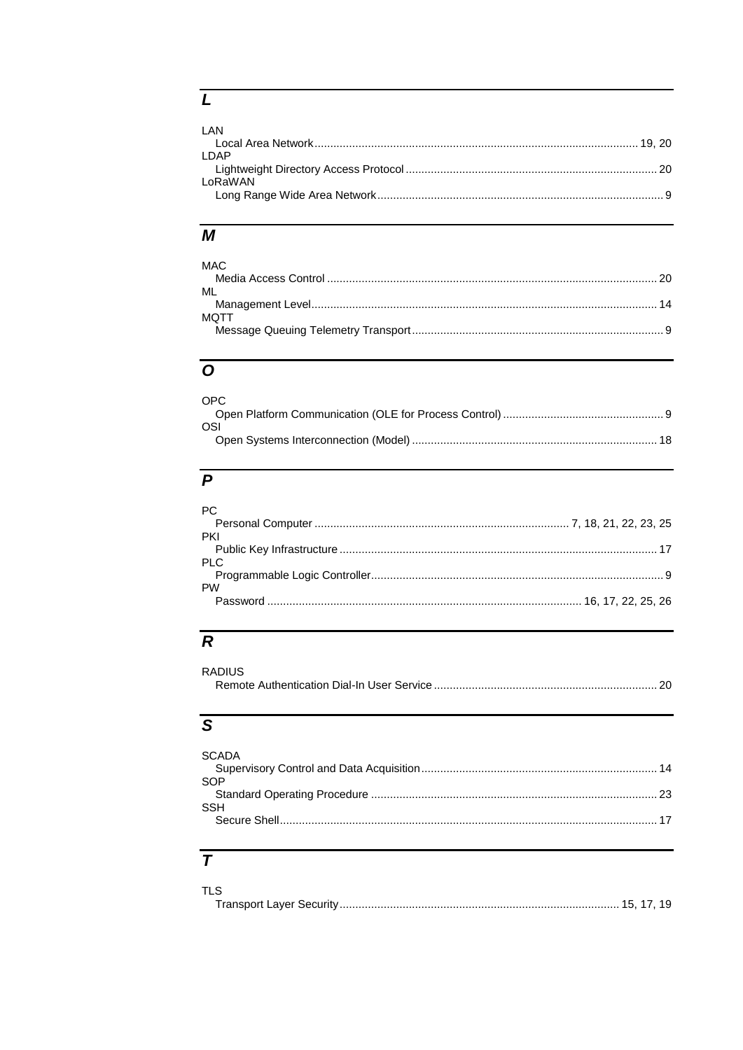## L

LAN
- Local Area Network ........ 19, 20

LDAP
- Lightweight Directory Access Protocol ........ 20

LoRaWAN
- Long Range Wide Area Network ........ 9

## M

MAC
- Media Access Control ........ 20

ML
- Management Level ........ 14

MQTT
- Message Queuing Telemetry Transport ........ 9

## O

OPC
- Open Platform Communication (OLE for Process Control) ........ 9

OSI
- Open Systems Interconnection (Model) ........ 18

## P

PC
- Personal Computer ........ 7, 18, 21, 22, 23, 25

PKI
- Public Key Infrastructure ........ 17

PLC
- Programmable Logic Controller ........ 9

PW
- Password ........ 16, 17, 22, 25, 26

## R

RADIUS
- Remote Authentication Dial-In User Service ........ 20

## S

SCADA
- Supervisory Control and Data Acquisition ........ 14

SOP
- Standard Operating Procedure ........ 23

SSH
- Secure Shell ........ 17

## T

TLS
- Transport Layer Security ........ 15, 17, 19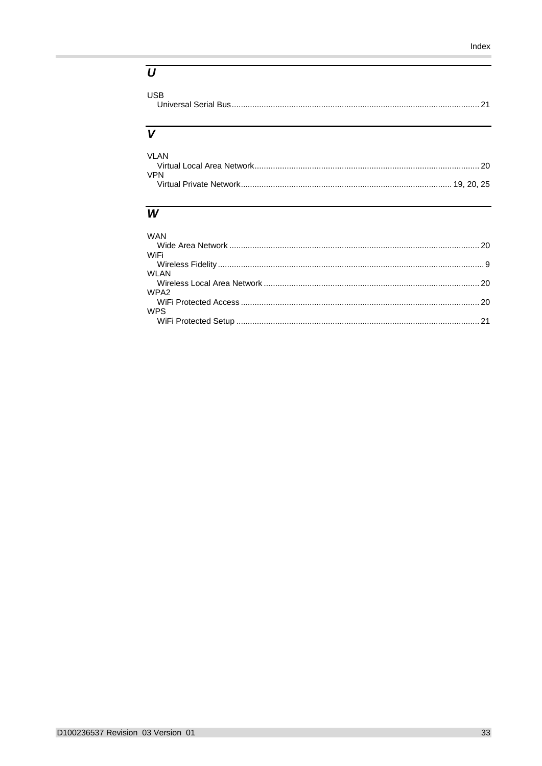## U

USB
 Universal Serial Bus ........ 21

## V

VLAN
 Virtual Local Area Network ........ 20
VPN
 Virtual Private Network ........ 19, 20, 25

## W

WAN
 Wide Area Network ........ 20
WiFi
 Wireless Fidelity ........ 9
WLAN
 Wireless Local Area Network ........ 20
WPA2
 WiFi Protected Access ........ 20
WPS
 WiFi Protected Setup ........ 21